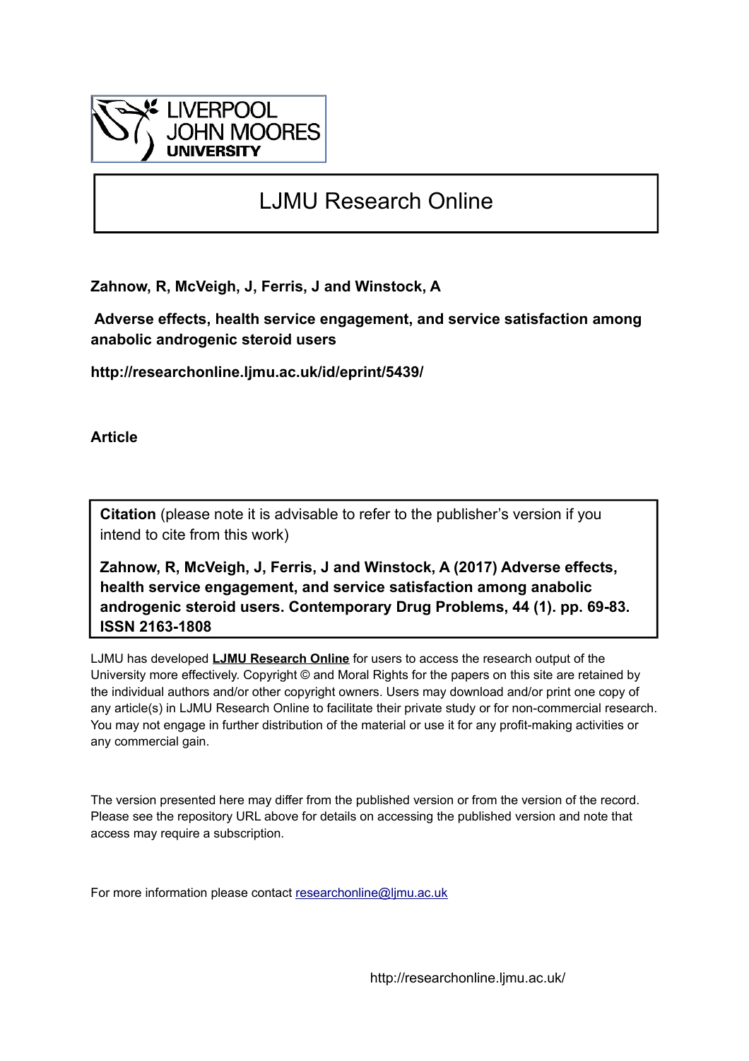LIVERPOOL JOHN MOORES UNIVERSITY

# LJMU Research Online

**Zahnow, R, McVeigh, J, Ferris, J and Winstock, A**

**Adverse effects, health service engagement, and service satisfaction among anabolic androgenic steroid users**

**http://researchonline.ljmu.ac.uk/id/eprint/5439/**

**Article**

**Citation** (please note it is advisable to refer to the publisher's version if you intend to cite from this work)

**Zahnow, R, McVeigh, J, Ferris, J and Winstock, A (2017) Adverse effects, health service engagement, and service satisfaction among anabolic androgenic steroid users. Contemporary Drug Problems, 44 (1). pp. 69-83. ISSN 2163-1808**

LJMU has developed **LJMU Research Online** for users to access the research output of the University more effectively. Copyright © and Moral Rights for the papers on this site are retained by the individual authors and/or other copyright owners. Users may download and/or print one copy of any article(s) in LJMU Research Online to facilitate their private study or for non-commercial research. You may not engage in further distribution of the material or use it for any profit-making activities or any commercial gain.

The version presented here may differ from the published version or from the version of the record. Please see the repository URL above for details on accessing the published version and note that access may require a subscription.

For more information please contact researchonline@ljmu.ac.uk

http://researchonline.ljmu.ac.uk/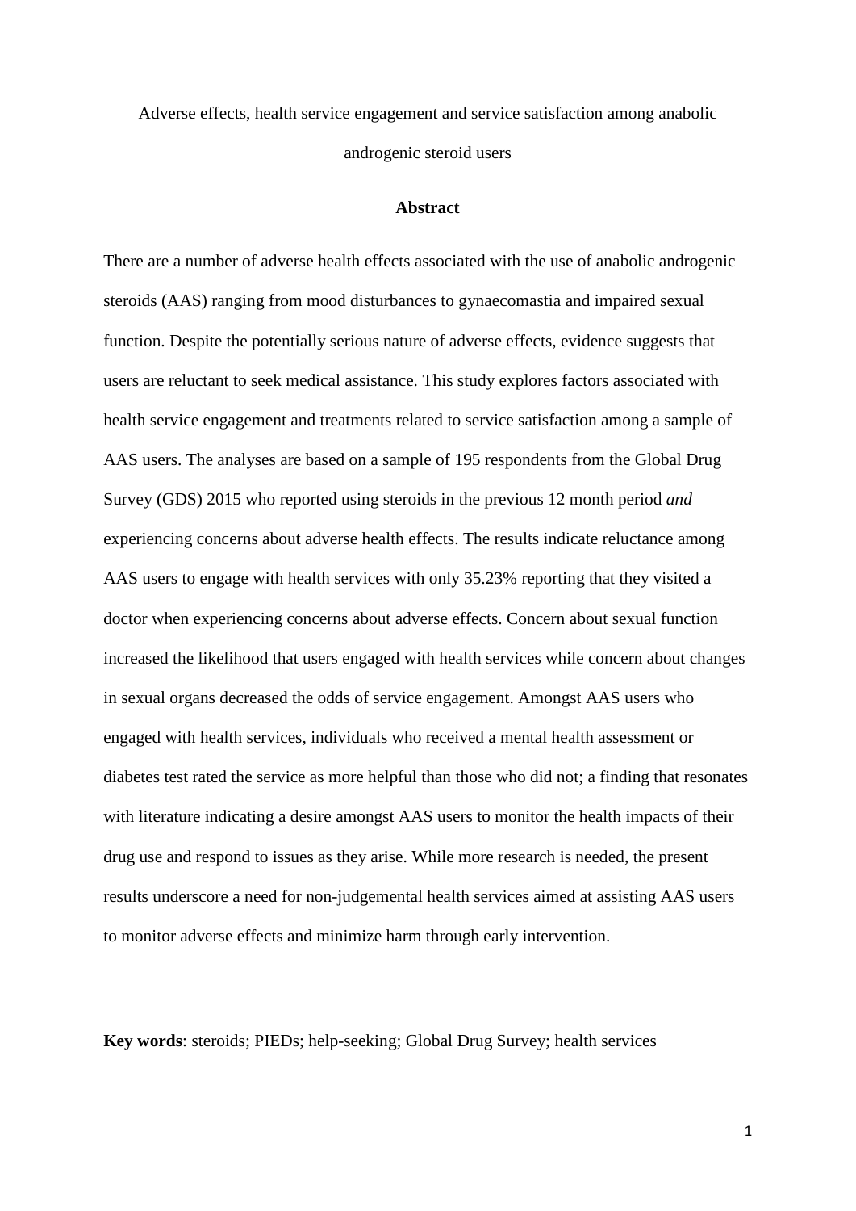Adverse effects, health service engagement and service satisfaction among anabolic androgenic steroid users

## Abstract

There are a number of adverse health effects associated with the use of anabolic androgenic steroids (AAS) ranging from mood disturbances to gynaecomastia and impaired sexual function. Despite the potentially serious nature of adverse effects, evidence suggests that users are reluctant to seek medical assistance. This study explores factors associated with health service engagement and treatments related to service satisfaction among a sample of AAS users. The analyses are based on a sample of 195 respondents from the Global Drug Survey (GDS) 2015 who reported using steroids in the previous 12 month period *and* experiencing concerns about adverse health effects. The results indicate reluctance among AAS users to engage with health services with only 35.23% reporting that they visited a doctor when experiencing concerns about adverse effects. Concern about sexual function increased the likelihood that users engaged with health services while concern about changes in sexual organs decreased the odds of service engagement. Amongst AAS users who engaged with health services, individuals who received a mental health assessment or diabetes test rated the service as more helpful than those who did not; a finding that resonates with literature indicating a desire amongst AAS users to monitor the health impacts of their drug use and respond to issues as they arise. While more research is needed, the present results underscore a need for non-judgemental health services aimed at assisting AAS users to monitor adverse effects and minimize harm through early intervention.

**Key words**: steroids; PIEDs; help-seeking; Global Drug Survey; health services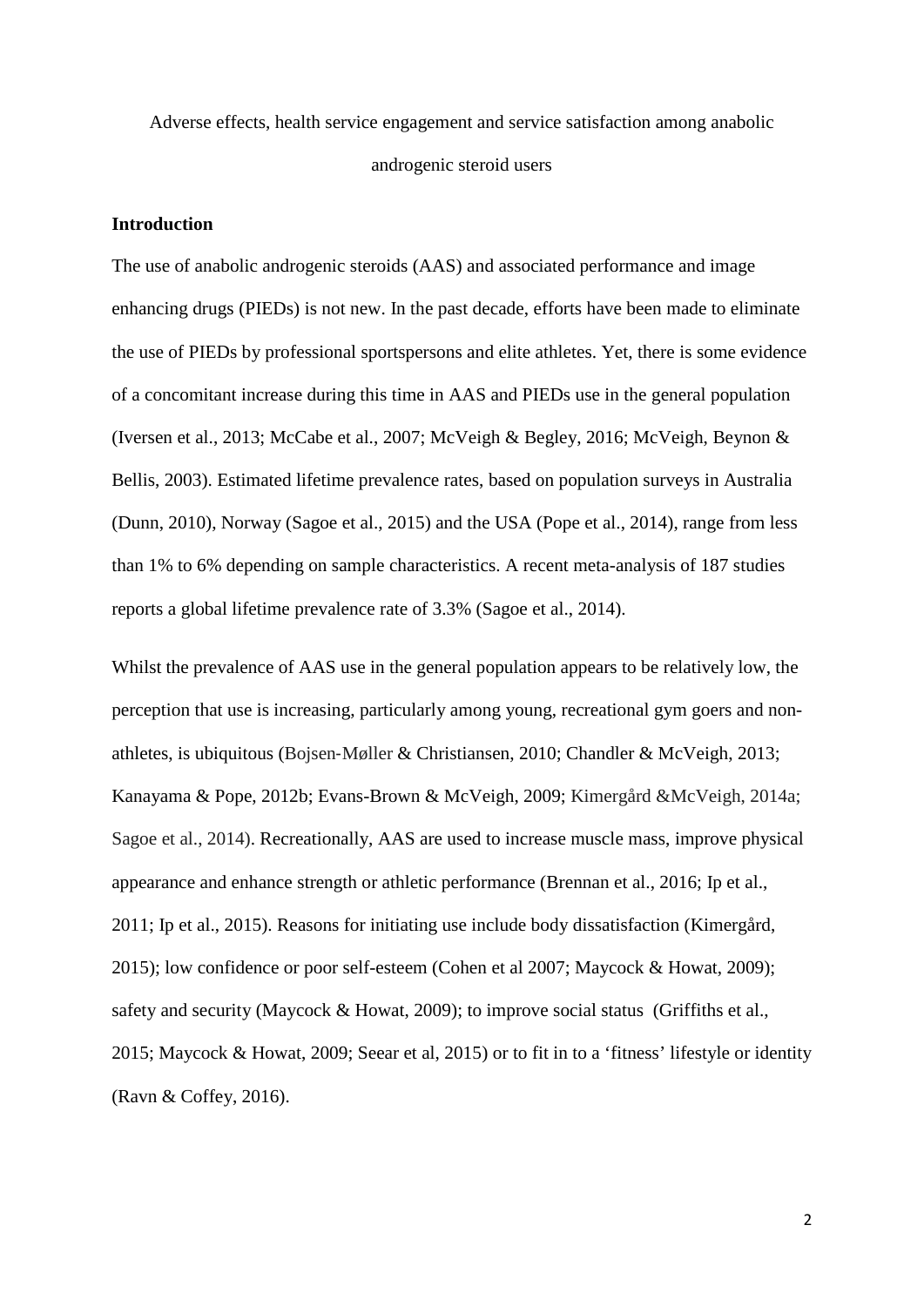Adverse effects, health service engagement and service satisfaction among anabolic androgenic steroid users

## Introduction

The use of anabolic androgenic steroids (AAS) and associated performance and image enhancing drugs (PIEDs) is not new. In the past decade, efforts have been made to eliminate the use of PIEDs by professional sportspersons and elite athletes. Yet, there is some evidence of a concomitant increase during this time in AAS and PIEDs use in the general population (Iversen et al., 2013; McCabe et al., 2007; McVeigh & Begley, 2016; McVeigh, Beynon & Bellis, 2003). Estimated lifetime prevalence rates, based on population surveys in Australia (Dunn, 2010), Norway (Sagoe et al., 2015) and the USA (Pope et al., 2014), range from less than 1% to 6% depending on sample characteristics. A recent meta-analysis of 187 studies reports a global lifetime prevalence rate of 3.3% (Sagoe et al., 2014).

Whilst the prevalence of AAS use in the general population appears to be relatively low, the perception that use is increasing, particularly among young, recreational gym goers and non-athletes, is ubiquitous (Bojsen-Møller & Christiansen, 2010; Chandler & McVeigh, 2013; Kanayama & Pope, 2012b; Evans-Brown & McVeigh, 2009; Kimergård &McVeigh, 2014a; Sagoe et al., 2014). Recreationally, AAS are used to increase muscle mass, improve physical appearance and enhance strength or athletic performance (Brennan et al., 2016; Ip et al., 2011; Ip et al., 2015). Reasons for initiating use include body dissatisfaction (Kimergård, 2015); low confidence or poor self-esteem (Cohen et al 2007; Maycock & Howat, 2009); safety and security (Maycock & Howat, 2009); to improve social status (Griffiths et al., 2015; Maycock & Howat, 2009; Seear et al, 2015) or to fit in to a 'fitness' lifestyle or identity (Ravn & Coffey, 2016).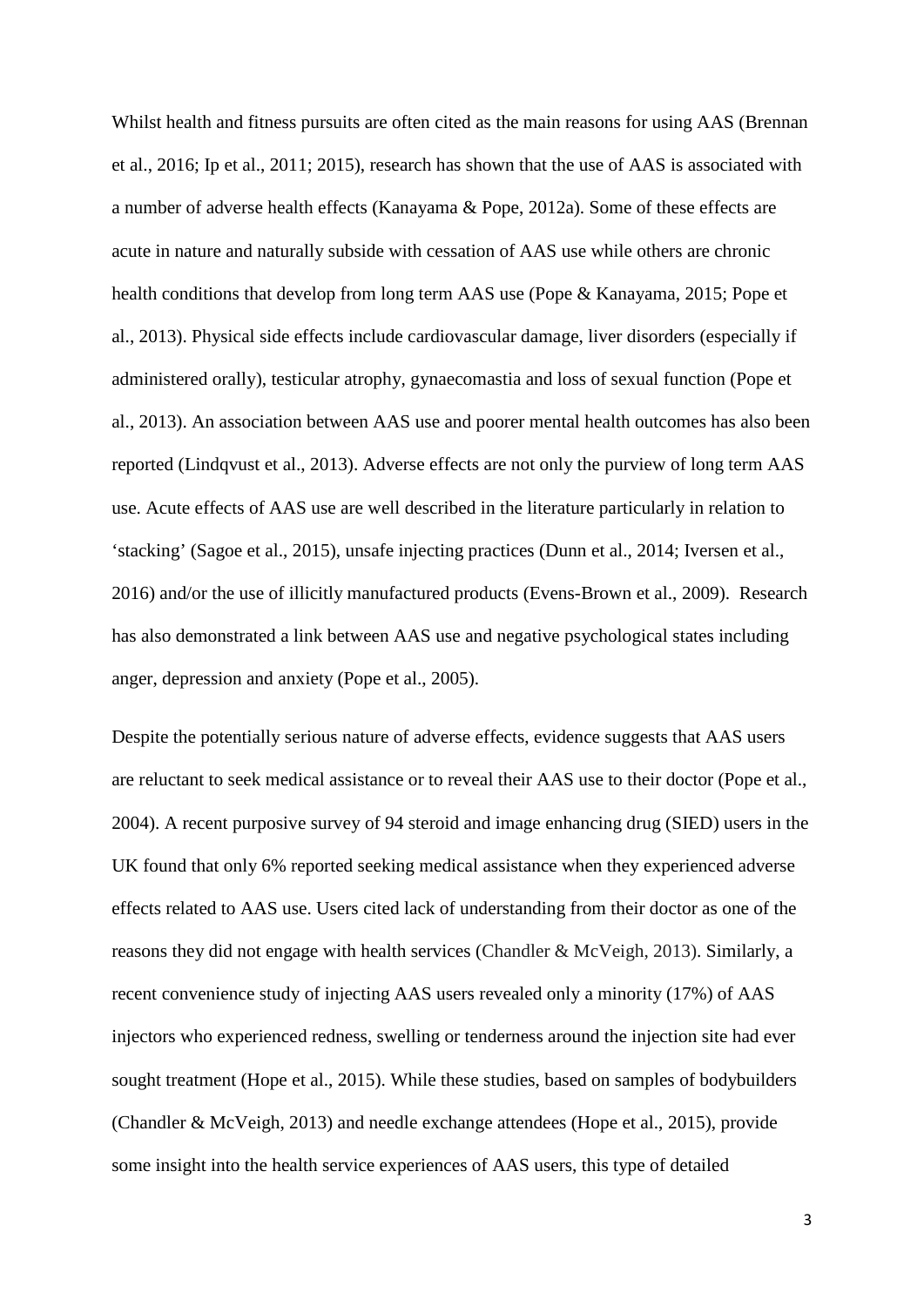Whilst health and fitness pursuits are often cited as the main reasons for using AAS (Brennan et al., 2016; Ip et al., 2011; 2015), research has shown that the use of AAS is associated with a number of adverse health effects (Kanayama & Pope, 2012a). Some of these effects are acute in nature and naturally subside with cessation of AAS use while others are chronic health conditions that develop from long term AAS use (Pope & Kanayama, 2015; Pope et al., 2013). Physical side effects include cardiovascular damage, liver disorders (especially if administered orally), testicular atrophy, gynaecomastia and loss of sexual function (Pope et al., 2013). An association between AAS use and poorer mental health outcomes has also been reported (Lindqvust et al., 2013). Adverse effects are not only the purview of long term AAS use. Acute effects of AAS use are well described in the literature particularly in relation to 'stacking' (Sagoe et al., 2015), unsafe injecting practices (Dunn et al., 2014; Iversen et al., 2016) and/or the use of illicitly manufactured products (Evens-Brown et al., 2009). Research has also demonstrated a link between AAS use and negative psychological states including anger, depression and anxiety (Pope et al., 2005).

Despite the potentially serious nature of adverse effects, evidence suggests that AAS users are reluctant to seek medical assistance or to reveal their AAS use to their doctor (Pope et al., 2004). A recent purposive survey of 94 steroid and image enhancing drug (SIED) users in the UK found that only 6% reported seeking medical assistance when they experienced adverse effects related to AAS use. Users cited lack of understanding from their doctor as one of the reasons they did not engage with health services (Chandler & McVeigh, 2013). Similarly, a recent convenience study of injecting AAS users revealed only a minority (17%) of AAS injectors who experienced redness, swelling or tenderness around the injection site had ever sought treatment (Hope et al., 2015). While these studies, based on samples of bodybuilders (Chandler & McVeigh, 2013) and needle exchange attendees (Hope et al., 2015), provide some insight into the health service experiences of AAS users, this type of detailed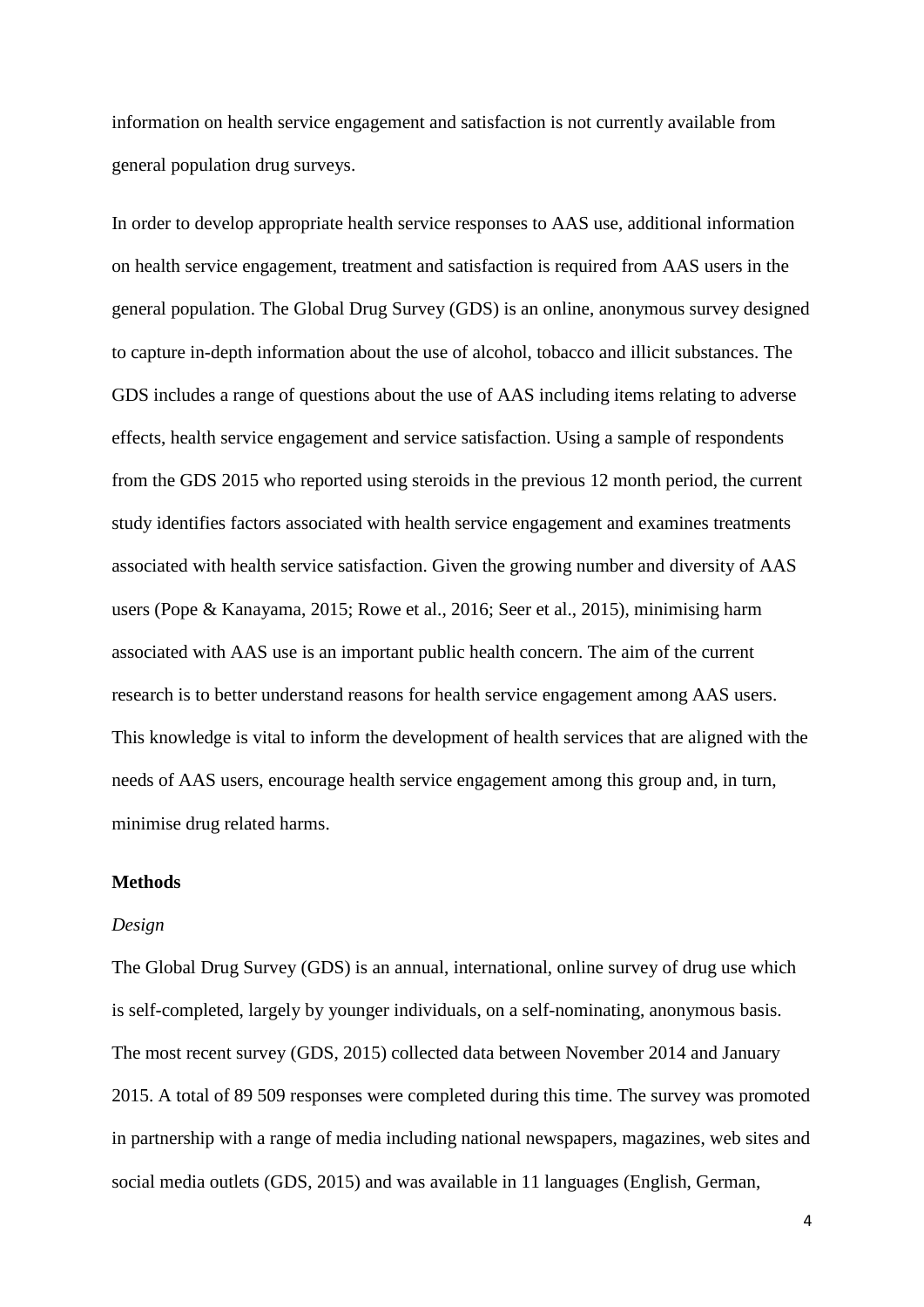information on health service engagement and satisfaction is not currently available from general population drug surveys.

In order to develop appropriate health service responses to AAS use, additional information on health service engagement, treatment and satisfaction is required from AAS users in the general population. The Global Drug Survey (GDS) is an online, anonymous survey designed to capture in-depth information about the use of alcohol, tobacco and illicit substances. The GDS includes a range of questions about the use of AAS including items relating to adverse effects, health service engagement and service satisfaction. Using a sample of respondents from the GDS 2015 who reported using steroids in the previous 12 month period, the current study identifies factors associated with health service engagement and examines treatments associated with health service satisfaction. Given the growing number and diversity of AAS users (Pope & Kanayama, 2015; Rowe et al., 2016; Seer et al., 2015), minimising harm associated with AAS use is an important public health concern. The aim of the current research is to better understand reasons for health service engagement among AAS users. This knowledge is vital to inform the development of health services that are aligned with the needs of AAS users, encourage health service engagement among this group and, in turn, minimise drug related harms.

**Methods**

*Design*

The Global Drug Survey (GDS) is an annual, international, online survey of drug use which is self-completed, largely by younger individuals, on a self-nominating, anonymous basis. The most recent survey (GDS, 2015) collected data between November 2014 and January 2015. A total of 89 509 responses were completed during this time. The survey was promoted in partnership with a range of media including national newspapers, magazines, web sites and social media outlets (GDS, 2015) and was available in 11 languages (English, German,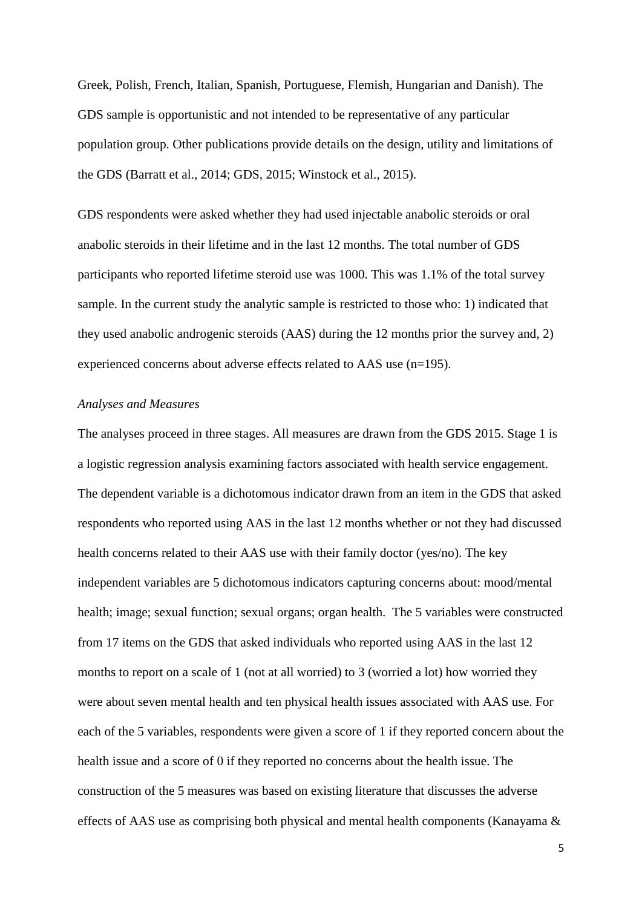Greek, Polish, French, Italian, Spanish, Portuguese, Flemish, Hungarian and Danish). The GDS sample is opportunistic and not intended to be representative of any particular population group. Other publications provide details on the design, utility and limitations of the GDS (Barratt et al., 2014; GDS, 2015; Winstock et al., 2015).

GDS respondents were asked whether they had used injectable anabolic steroids or oral anabolic steroids in their lifetime and in the last 12 months. The total number of GDS participants who reported lifetime steroid use was 1000. This was 1.1% of the total survey sample. In the current study the analytic sample is restricted to those who: 1) indicated that they used anabolic androgenic steroids (AAS) during the 12 months prior the survey and, 2) experienced concerns about adverse effects related to AAS use (n=195).

*Analyses and Measures*

The analyses proceed in three stages. All measures are drawn from the GDS 2015. Stage 1 is a logistic regression analysis examining factors associated with health service engagement. The dependent variable is a dichotomous indicator drawn from an item in the GDS that asked respondents who reported using AAS in the last 12 months whether or not they had discussed health concerns related to their AAS use with their family doctor (yes/no). The key independent variables are 5 dichotomous indicators capturing concerns about: mood/mental health; image; sexual function; sexual organs; organ health. The 5 variables were constructed from 17 items on the GDS that asked individuals who reported using AAS in the last 12 months to report on a scale of 1 (not at all worried) to 3 (worried a lot) how worried they were about seven mental health and ten physical health issues associated with AAS use. For each of the 5 variables, respondents were given a score of 1 if they reported concern about the health issue and a score of 0 if they reported no concerns about the health issue. The construction of the 5 measures was based on existing literature that discusses the adverse effects of AAS use as comprising both physical and mental health components (Kanayama &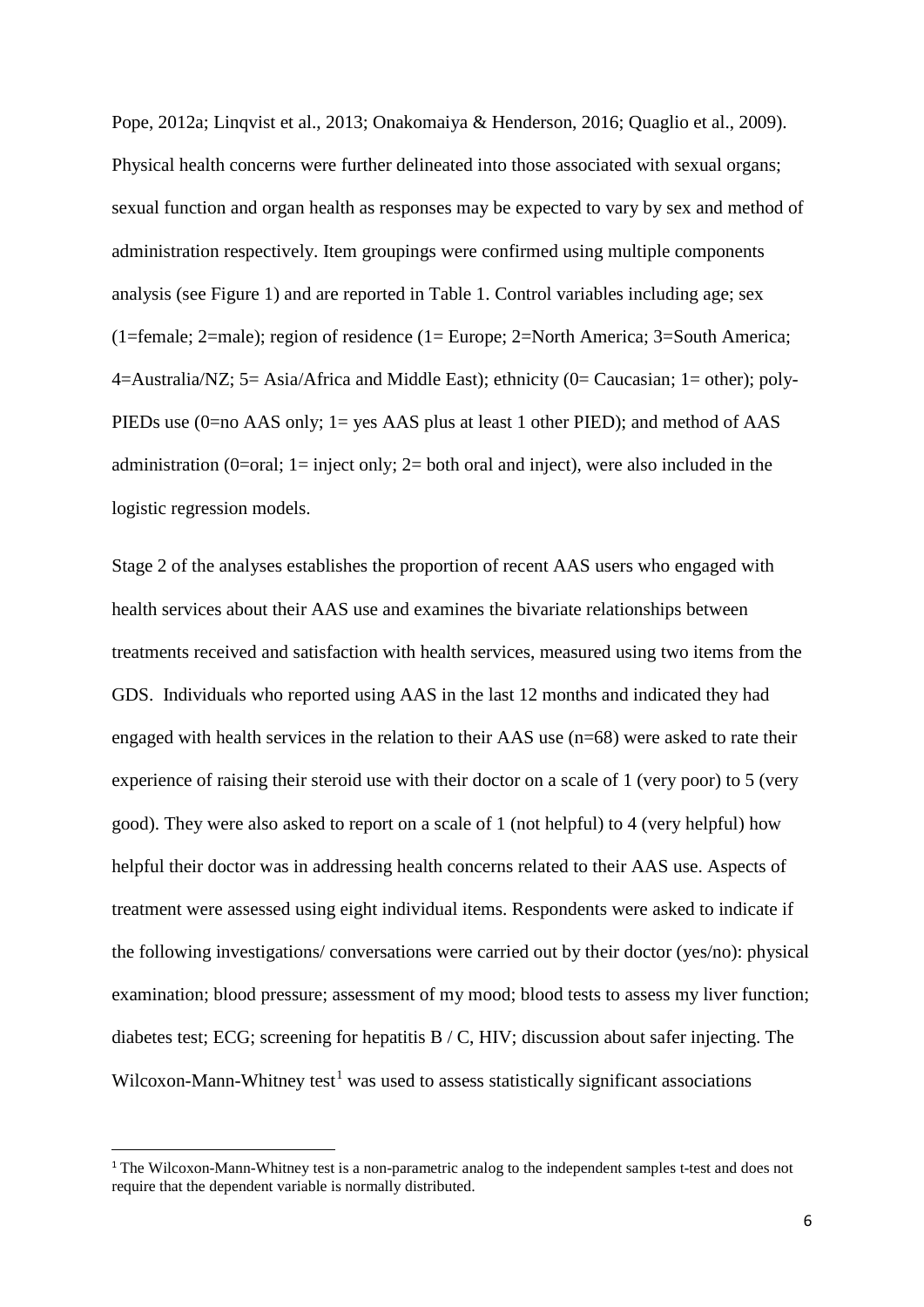Pope, 2012a; Linqvist et al., 2013; Onakomaiya & Henderson, 2016; Quaglio et al., 2009). Physical health concerns were further delineated into those associated with sexual organs; sexual function and organ health as responses may be expected to vary by sex and method of administration respectively. Item groupings were confirmed using multiple components analysis (see Figure 1) and are reported in Table 1. Control variables including age; sex (1=female; 2=male); region of residence (1= Europe; 2=North America; 3=South America; 4=Australia/NZ; 5= Asia/Africa and Middle East); ethnicity (0= Caucasian; 1= other); poly-PIEDs use (0=no AAS only; 1= yes AAS plus at least 1 other PIED); and method of AAS administration (0=oral; 1= inject only; 2= both oral and inject), were also included in the logistic regression models.

Stage 2 of the analyses establishes the proportion of recent AAS users who engaged with health services about their AAS use and examines the bivariate relationships between treatments received and satisfaction with health services, measured using two items from the GDS. Individuals who reported using AAS in the last 12 months and indicated they had engaged with health services in the relation to their AAS use (n=68) were asked to rate their experience of raising their steroid use with their doctor on a scale of 1 (very poor) to 5 (very good). They were also asked to report on a scale of 1 (not helpful) to 4 (very helpful) how helpful their doctor was in addressing health concerns related to their AAS use. Aspects of treatment were assessed using eight individual items. Respondents were asked to indicate if the following investigations/ conversations were carried out by their doctor (yes/no): physical examination; blood pressure; assessment of my mood; blood tests to assess my liver function; diabetes test; ECG; screening for hepatitis B / C, HIV; discussion about safer injecting. The Wilcoxon-Mann-Whitney test[1] was used to assess statistically significant associations

[1] The Wilcoxon-Mann-Whitney test is a non-parametric analog to the independent samples t-test and does not require that the dependent variable is normally distributed.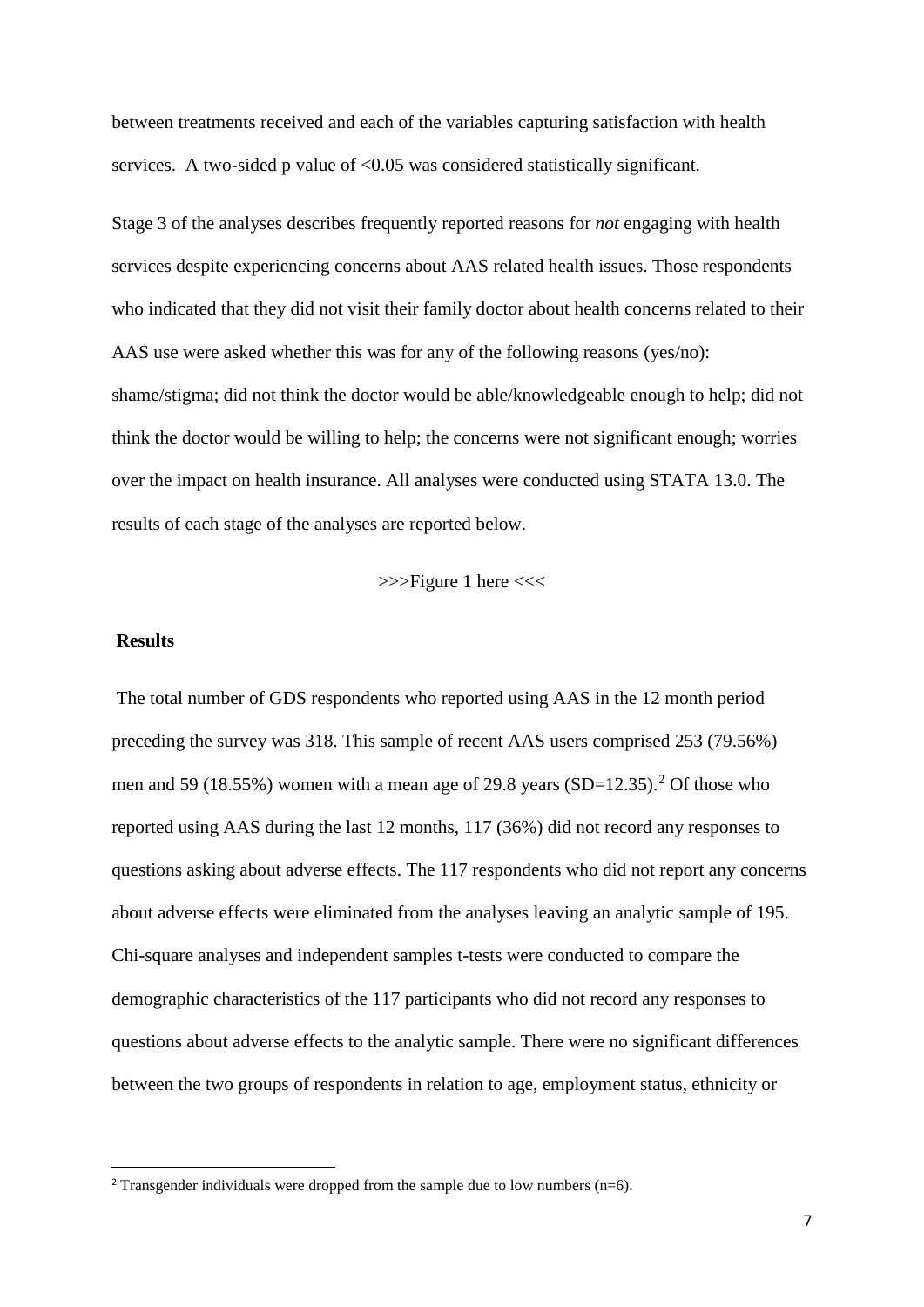between treatments received and each of the variables capturing satisfaction with health services. A two-sided p value of <0.05 was considered statistically significant.

Stage 3 of the analyses describes frequently reported reasons for *not* engaging with health services despite experiencing concerns about AAS related health issues. Those respondents who indicated that they did not visit their family doctor about health concerns related to their AAS use were asked whether this was for any of the following reasons (yes/no): shame/stigma; did not think the doctor would be able/knowledgeable enough to help; did not think the doctor would be willing to help; the concerns were not significant enough; worries over the impact on health insurance. All analyses were conducted using STATA 13.0. The results of each stage of the analyses are reported below.

>>>Figure 1 here <<<

## Results

The total number of GDS respondents who reported using AAS in the 12 month period preceding the survey was 318. This sample of recent AAS users comprised 253 (79.56%) men and 59 (18.55%) women with a mean age of 29.8 years (SD=12.35).[2] Of those who reported using AAS during the last 12 months, 117 (36%) did not record any responses to questions asking about adverse effects. The 117 respondents who did not report any concerns about adverse effects were eliminated from the analyses leaving an analytic sample of 195. Chi-square analyses and independent samples t-tests were conducted to compare the demographic characteristics of the 117 participants who did not record any responses to questions about adverse effects to the analytic sample. There were no significant differences between the two groups of respondents in relation to age, employment status, ethnicity or

[2] Transgender individuals were dropped from the sample due to low numbers (n=6).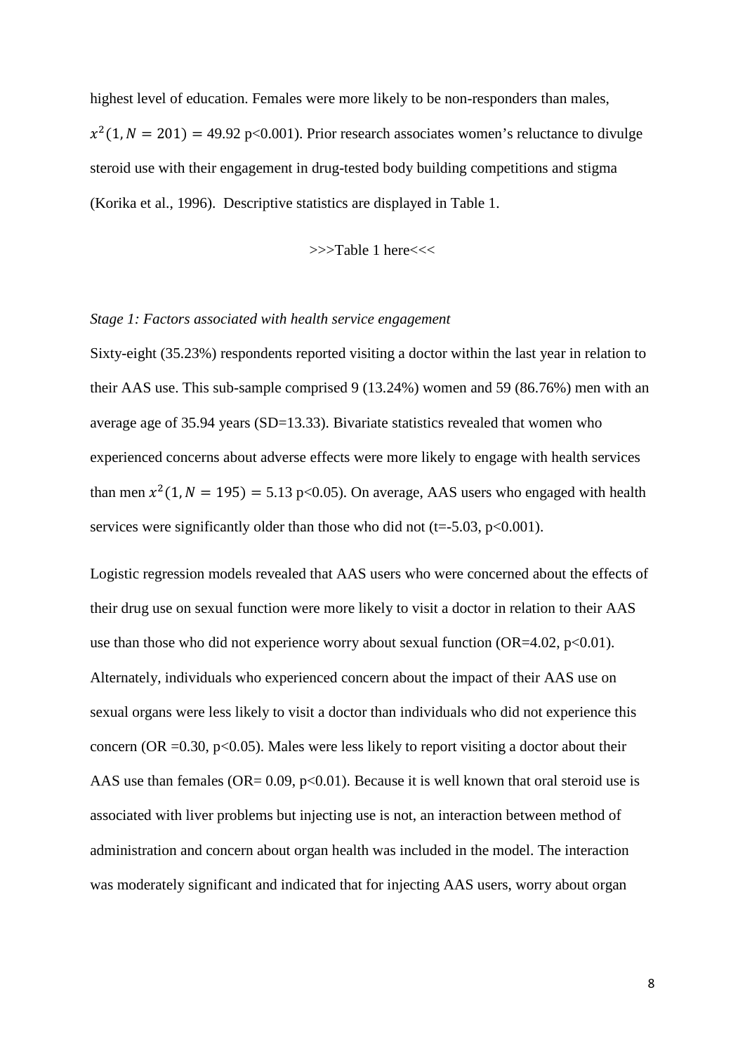highest level of education. Females were more likely to be non-responders than males, $x^2(1, N = 201) = 49.92$ p<0.001). Prior research associates women's reluctance to divulge steroid use with their engagement in drug-tested body building competitions and stigma (Korika et al., 1996). Descriptive statistics are displayed in Table 1.

>>>Table 1 here<<<

*Stage 1: Factors associated with health service engagement*

Sixty-eight (35.23%) respondents reported visiting a doctor within the last year in relation to their AAS use. This sub-sample comprised 9 (13.24%) women and 59 (86.76%) men with an average age of 35.94 years (SD=13.33). Bivariate statistics revealed that women who experienced concerns about adverse effects were more likely to engage with health services than men $x^2(1, N = 195) = 5.13$ p<0.05). On average, AAS users who engaged with health services were significantly older than those who did not (t=-5.03, p<0.001).

Logistic regression models revealed that AAS users who were concerned about the effects of their drug use on sexual function were more likely to visit a doctor in relation to their AAS use than those who did not experience worry about sexual function (OR=4.02, p<0.01). Alternately, individuals who experienced concern about the impact of their AAS use on sexual organs were less likely to visit a doctor than individuals who did not experience this concern (OR =0.30, p<0.05). Males were less likely to report visiting a doctor about their AAS use than females (OR= 0.09, p<0.01). Because it is well known that oral steroid use is associated with liver problems but injecting use is not, an interaction between method of administration and concern about organ health was included in the model. The interaction was moderately significant and indicated that for injecting AAS users, worry about organ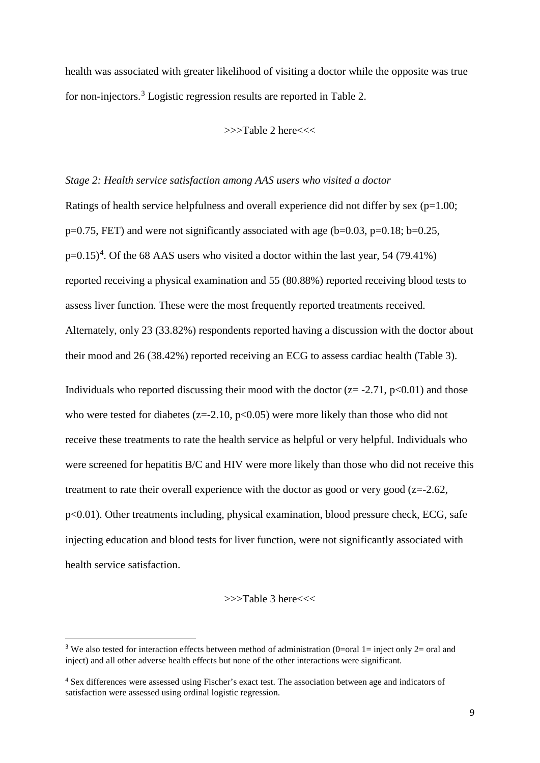health was associated with greater likelihood of visiting a doctor while the opposite was true for non-injectors.[3] Logistic regression results are reported in Table 2.

>>>Table 2 here<<<

*Stage 2: Health service satisfaction among AAS users who visited a doctor*

Ratings of health service helpfulness and overall experience did not differ by sex ($p=1.00$; $p=0.75$, FET) and were not significantly associated with age ($b=0.03$, $p=0.18$; $b=0.25$, $p=0.15$)[4]. Of the 68 AAS users who visited a doctor within the last year, 54 (79.41%) reported receiving a physical examination and 55 (80.88%) reported receiving blood tests to assess liver function. These were the most frequently reported treatments received. Alternately, only 23 (33.82%) respondents reported having a discussion with the doctor about their mood and 26 (38.42%) reported receiving an ECG to assess cardiac health (Table 3).

Individuals who reported discussing their mood with the doctor ($z= -2.71$, $p<0.01$) and those who were tested for diabetes ($z=-2.10$, $p<0.05$) were more likely than those who did not receive these treatments to rate the health service as helpful or very helpful. Individuals who were screened for hepatitis B/C and HIV were more likely than those who did not receive this treatment to rate their overall experience with the doctor as good or very good ($z=-2.62$, $p<0.01$). Other treatments including, physical examination, blood pressure check, ECG, safe injecting education and blood tests for liver function, were not significantly associated with health service satisfaction.

>>>Table 3 here<<<

---

[3] We also tested for interaction effects between method of administration (0=oral 1= inject only 2= oral and inject) and all other adverse health effects but none of the other interactions were significant.

[4] Sex differences were assessed using Fischer's exact test. The association between age and indicators of satisfaction were assessed using ordinal logistic regression.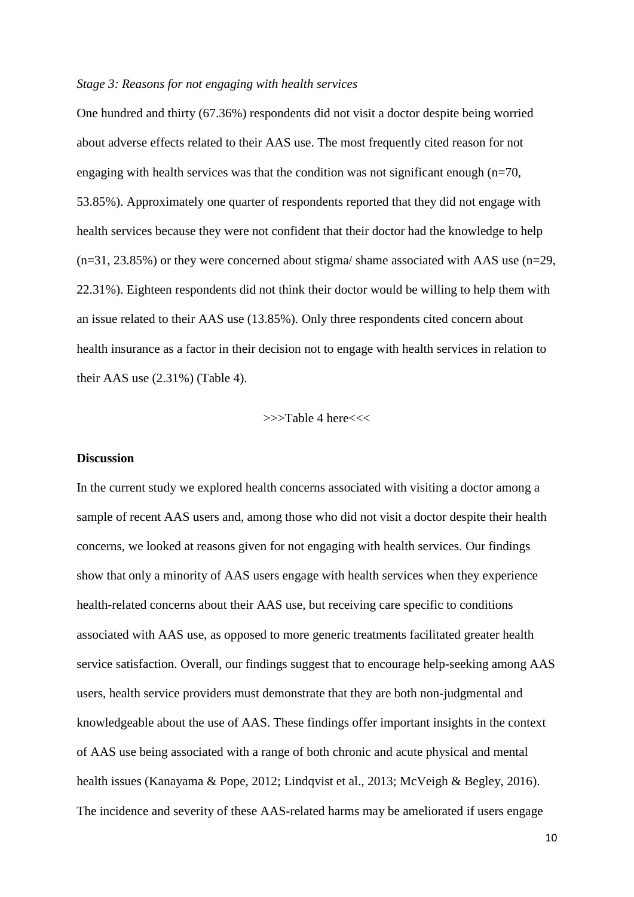*Stage 3: Reasons for not engaging with health services*

One hundred and thirty (67.36%) respondents did not visit a doctor despite being worried about adverse effects related to their AAS use. The most frequently cited reason for not engaging with health services was that the condition was not significant enough (n=70, 53.85%). Approximately one quarter of respondents reported that they did not engage with health services because they were not confident that their doctor had the knowledge to help (n=31, 23.85%) or they were concerned about stigma/ shame associated with AAS use (n=29, 22.31%). Eighteen respondents did not think their doctor would be willing to help them with an issue related to their AAS use (13.85%). Only three respondents cited concern about health insurance as a factor in their decision not to engage with health services in relation to their AAS use (2.31%) (Table 4).

>>>Table 4 here<<<

**Discussion**

In the current study we explored health concerns associated with visiting a doctor among a sample of recent AAS users and, among those who did not visit a doctor despite their health concerns, we looked at reasons given for not engaging with health services. Our findings show that only a minority of AAS users engage with health services when they experience health-related concerns about their AAS use, but receiving care specific to conditions associated with AAS use, as opposed to more generic treatments facilitated greater health service satisfaction. Overall, our findings suggest that to encourage help-seeking among AAS users, health service providers must demonstrate that they are both non-judgmental and knowledgeable about the use of AAS. These findings offer important insights in the context of AAS use being associated with a range of both chronic and acute physical and mental health issues (Kanayama & Pope, 2012; Lindqvist et al., 2013; McVeigh & Begley, 2016). The incidence and severity of these AAS-related harms may be ameliorated if users engage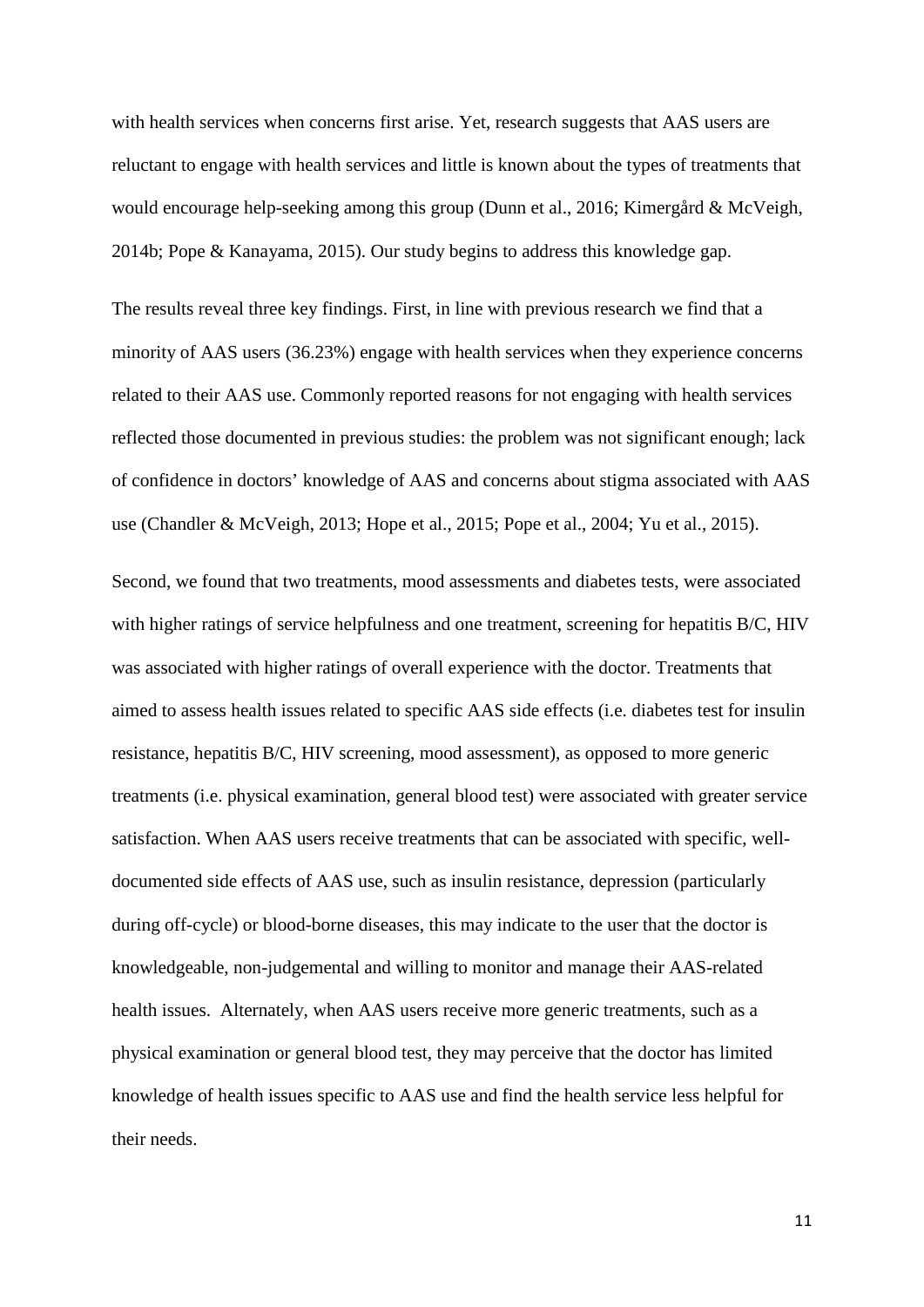with health services when concerns first arise. Yet, research suggests that AAS users are reluctant to engage with health services and little is known about the types of treatments that would encourage help-seeking among this group (Dunn et al., 2016; Kimergård & McVeigh, 2014b; Pope & Kanayama, 2015). Our study begins to address this knowledge gap.

The results reveal three key findings. First, in line with previous research we find that a minority of AAS users (36.23%) engage with health services when they experience concerns related to their AAS use. Commonly reported reasons for not engaging with health services reflected those documented in previous studies: the problem was not significant enough; lack of confidence in doctors' knowledge of AAS and concerns about stigma associated with AAS use (Chandler & McVeigh, 2013; Hope et al., 2015; Pope et al., 2004; Yu et al., 2015).

Second, we found that two treatments, mood assessments and diabetes tests, were associated with higher ratings of service helpfulness and one treatment, screening for hepatitis B/C, HIV was associated with higher ratings of overall experience with the doctor. Treatments that aimed to assess health issues related to specific AAS side effects (i.e. diabetes test for insulin resistance, hepatitis B/C, HIV screening, mood assessment), as opposed to more generic treatments (i.e. physical examination, general blood test) were associated with greater service satisfaction. When AAS users receive treatments that can be associated with specific, well-documented side effects of AAS use, such as insulin resistance, depression (particularly during off-cycle) or blood-borne diseases, this may indicate to the user that the doctor is knowledgeable, non-judgemental and willing to monitor and manage their AAS-related health issues. Alternately, when AAS users receive more generic treatments, such as a physical examination or general blood test, they may perceive that the doctor has limited knowledge of health issues specific to AAS use and find the health service less helpful for their needs.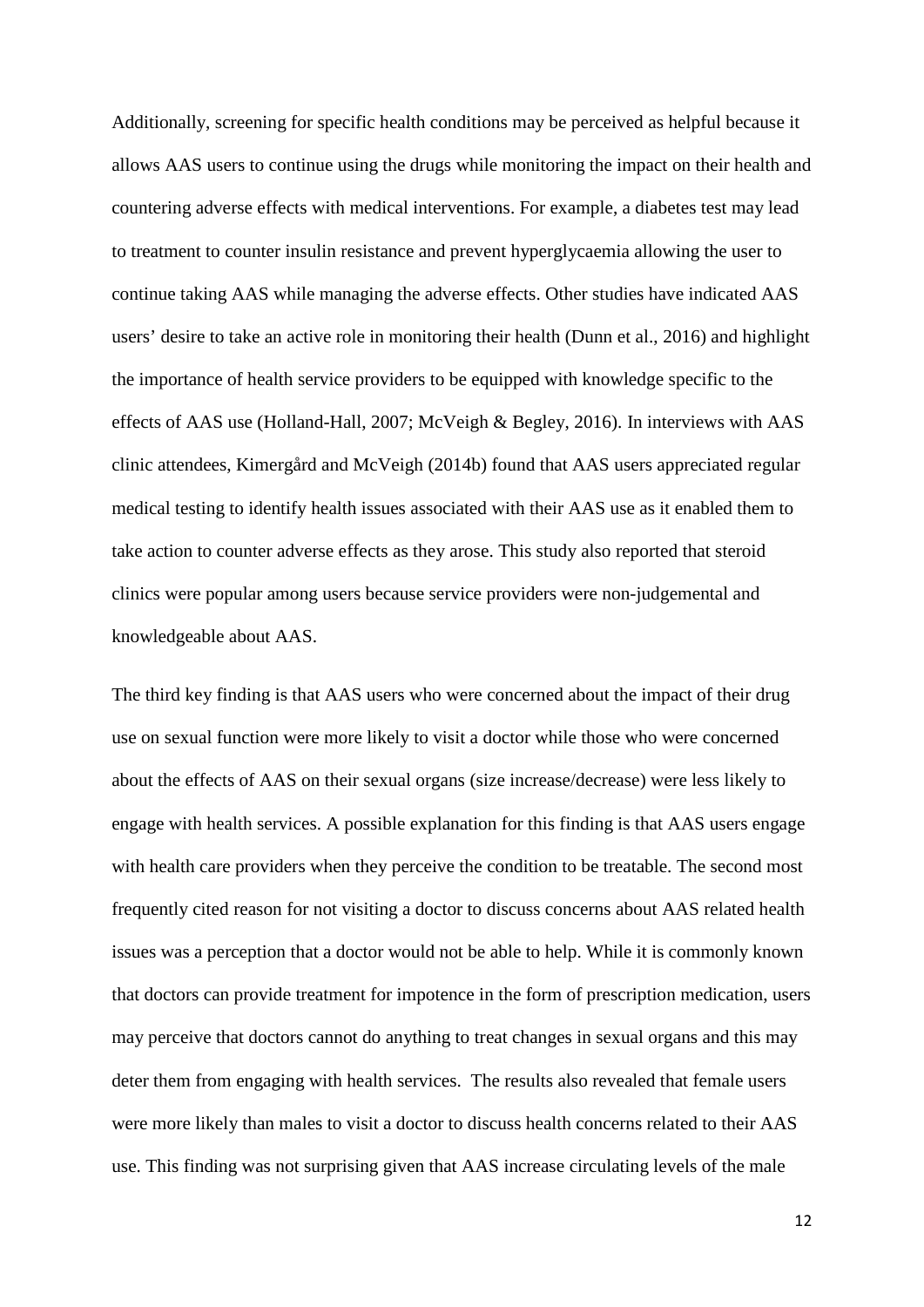Additionally, screening for specific health conditions may be perceived as helpful because it allows AAS users to continue using the drugs while monitoring the impact on their health and countering adverse effects with medical interventions. For example, a diabetes test may lead to treatment to counter insulin resistance and prevent hyperglycaemia allowing the user to continue taking AAS while managing the adverse effects. Other studies have indicated AAS users' desire to take an active role in monitoring their health (Dunn et al., 2016) and highlight the importance of health service providers to be equipped with knowledge specific to the effects of AAS use (Holland-Hall, 2007; McVeigh & Begley, 2016). In interviews with AAS clinic attendees, Kimergård and McVeigh (2014b) found that AAS users appreciated regular medical testing to identify health issues associated with their AAS use as it enabled them to take action to counter adverse effects as they arose. This study also reported that steroid clinics were popular among users because service providers were non-judgemental and knowledgeable about AAS.

The third key finding is that AAS users who were concerned about the impact of their drug use on sexual function were more likely to visit a doctor while those who were concerned about the effects of AAS on their sexual organs (size increase/decrease) were less likely to engage with health services. A possible explanation for this finding is that AAS users engage with health care providers when they perceive the condition to be treatable. The second most frequently cited reason for not visiting a doctor to discuss concerns about AAS related health issues was a perception that a doctor would not be able to help. While it is commonly known that doctors can provide treatment for impotence in the form of prescription medication, users may perceive that doctors cannot do anything to treat changes in sexual organs and this may deter them from engaging with health services. The results also revealed that female users were more likely than males to visit a doctor to discuss health concerns related to their AAS use. This finding was not surprising given that AAS increase circulating levels of the male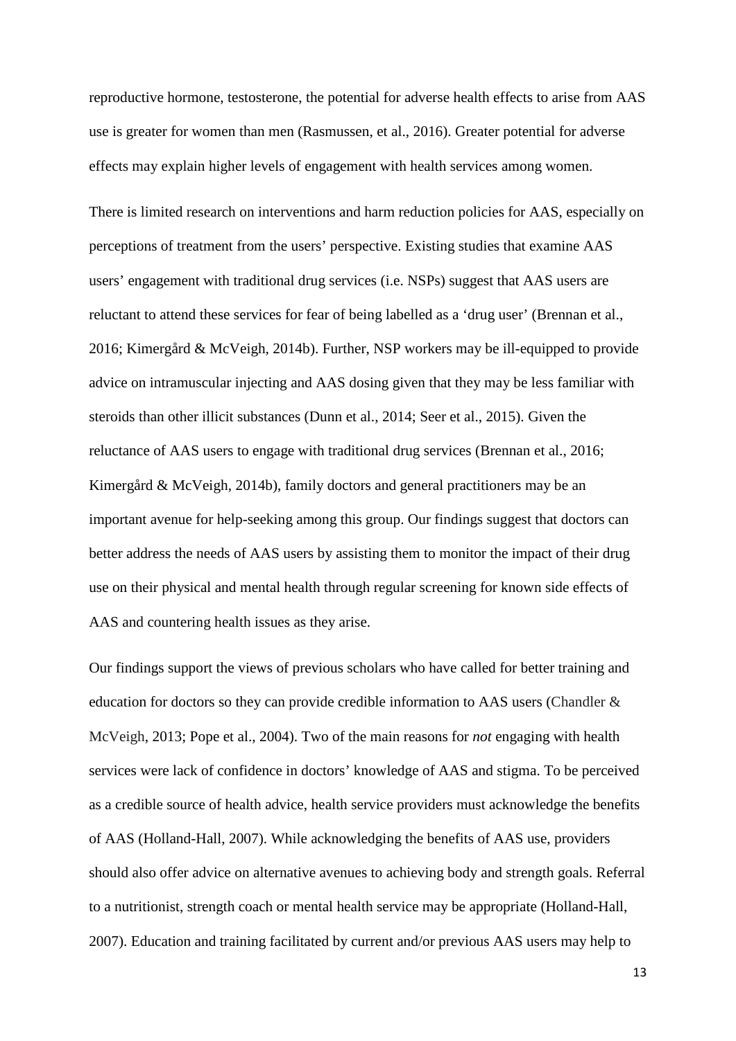reproductive hormone, testosterone, the potential for adverse health effects to arise from AAS use is greater for women than men (Rasmussen, et al., 2016). Greater potential for adverse effects may explain higher levels of engagement with health services among women.

There is limited research on interventions and harm reduction policies for AAS, especially on perceptions of treatment from the users' perspective. Existing studies that examine AAS users' engagement with traditional drug services (i.e. NSPs) suggest that AAS users are reluctant to attend these services for fear of being labelled as a 'drug user' (Brennan et al., 2016; Kimergård & McVeigh, 2014b). Further, NSP workers may be ill-equipped to provide advice on intramuscular injecting and AAS dosing given that they may be less familiar with steroids than other illicit substances (Dunn et al., 2014; Seer et al., 2015). Given the reluctance of AAS users to engage with traditional drug services (Brennan et al., 2016; Kimergård & McVeigh, 2014b), family doctors and general practitioners may be an important avenue for help-seeking among this group. Our findings suggest that doctors can better address the needs of AAS users by assisting them to monitor the impact of their drug use on their physical and mental health through regular screening for known side effects of AAS and countering health issues as they arise.

Our findings support the views of previous scholars who have called for better training and education for doctors so they can provide credible information to AAS users (Chandler & McVeigh, 2013; Pope et al., 2004). Two of the main reasons for *not* engaging with health services were lack of confidence in doctors' knowledge of AAS and stigma. To be perceived as a credible source of health advice, health service providers must acknowledge the benefits of AAS (Holland-Hall, 2007). While acknowledging the benefits of AAS use, providers should also offer advice on alternative avenues to achieving body and strength goals. Referral to a nutritionist, strength coach or mental health service may be appropriate (Holland-Hall, 2007). Education and training facilitated by current and/or previous AAS users may help to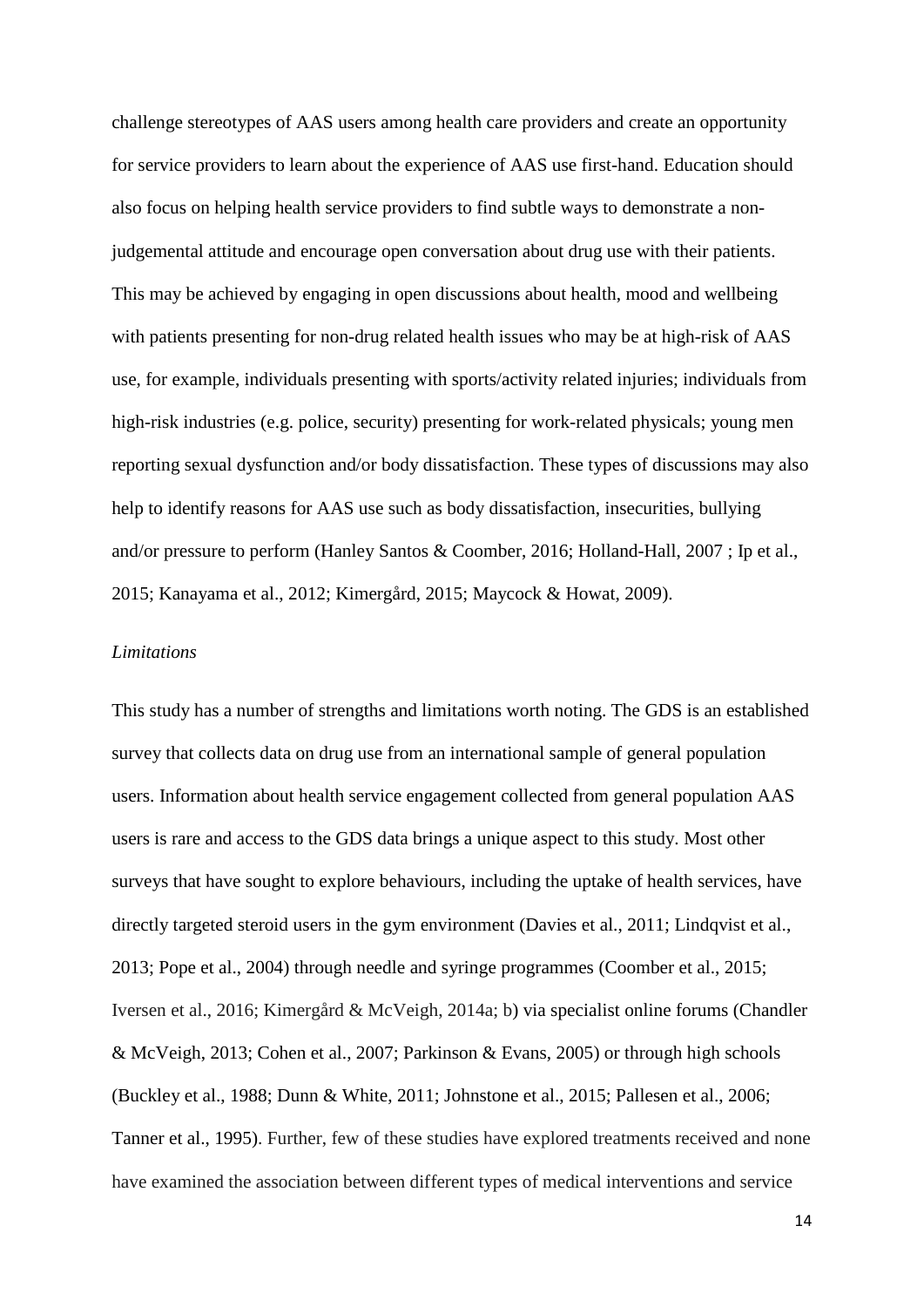challenge stereotypes of AAS users among health care providers and create an opportunity for service providers to learn about the experience of AAS use first-hand. Education should also focus on helping health service providers to find subtle ways to demonstrate a non-judgemental attitude and encourage open conversation about drug use with their patients. This may be achieved by engaging in open discussions about health, mood and wellbeing with patients presenting for non-drug related health issues who may be at high-risk of AAS use, for example, individuals presenting with sports/activity related injuries; individuals from high-risk industries (e.g. police, security) presenting for work-related physicals; young men reporting sexual dysfunction and/or body dissatisfaction. These types of discussions may also help to identify reasons for AAS use such as body dissatisfaction, insecurities, bullying and/or pressure to perform (Hanley Santos & Coomber, 2016; Holland-Hall, 2007 ; Ip et al., 2015; Kanayama et al., 2012; Kimergård, 2015; Maycock & Howat, 2009).

*Limitations*

This study has a number of strengths and limitations worth noting. The GDS is an established survey that collects data on drug use from an international sample of general population users. Information about health service engagement collected from general population AAS users is rare and access to the GDS data brings a unique aspect to this study. Most other surveys that have sought to explore behaviours, including the uptake of health services, have directly targeted steroid users in the gym environment (Davies et al., 2011; Lindqvist et al., 2013; Pope et al., 2004) through needle and syringe programmes (Coomber et al., 2015; Iversen et al., 2016; Kimergård & McVeigh, 2014a; b) via specialist online forums (Chandler & McVeigh, 2013; Cohen et al., 2007; Parkinson & Evans, 2005) or through high schools (Buckley et al., 1988; Dunn & White, 2011; Johnstone et al., 2015; Pallesen et al., 2006; Tanner et al., 1995). Further, few of these studies have explored treatments received and none have examined the association between different types of medical interventions and service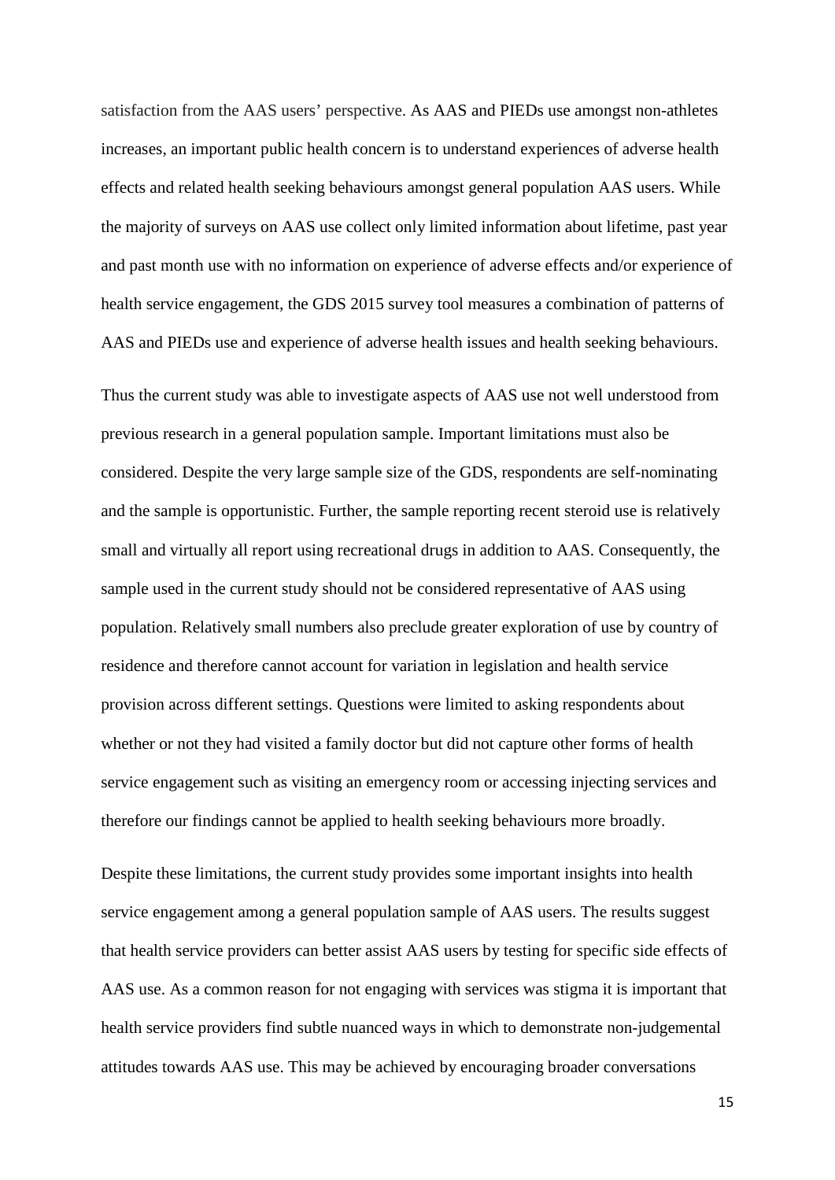satisfaction from the AAS users' perspective. As AAS and PIEDs use amongst non-athletes increases, an important public health concern is to understand experiences of adverse health effects and related health seeking behaviours amongst general population AAS users. While the majority of surveys on AAS use collect only limited information about lifetime, past year and past month use with no information on experience of adverse effects and/or experience of health service engagement, the GDS 2015 survey tool measures a combination of patterns of AAS and PIEDs use and experience of adverse health issues and health seeking behaviours.

Thus the current study was able to investigate aspects of AAS use not well understood from previous research in a general population sample. Important limitations must also be considered. Despite the very large sample size of the GDS, respondents are self-nominating and the sample is opportunistic. Further, the sample reporting recent steroid use is relatively small and virtually all report using recreational drugs in addition to AAS. Consequently, the sample used in the current study should not be considered representative of AAS using population. Relatively small numbers also preclude greater exploration of use by country of residence and therefore cannot account for variation in legislation and health service provision across different settings. Questions were limited to asking respondents about whether or not they had visited a family doctor but did not capture other forms of health service engagement such as visiting an emergency room or accessing injecting services and therefore our findings cannot be applied to health seeking behaviours more broadly.

Despite these limitations, the current study provides some important insights into health service engagement among a general population sample of AAS users. The results suggest that health service providers can better assist AAS users by testing for specific side effects of AAS use. As a common reason for not engaging with services was stigma it is important that health service providers find subtle nuanced ways in which to demonstrate non-judgemental attitudes towards AAS use. This may be achieved by encouraging broader conversations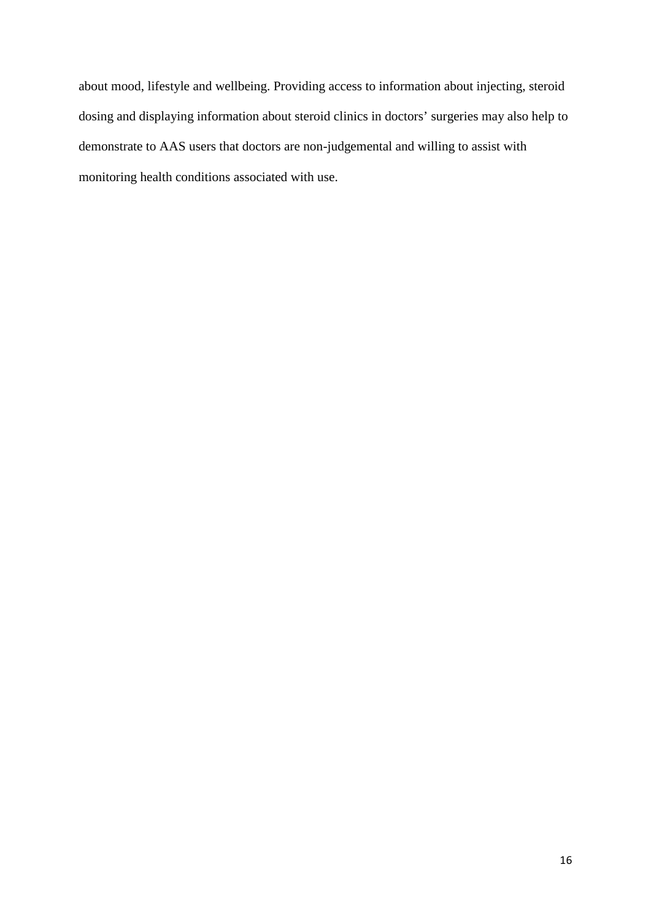about mood, lifestyle and wellbeing. Providing access to information about injecting, steroid dosing and displaying information about steroid clinics in doctors' surgeries may also help to demonstrate to AAS users that doctors are non-judgemental and willing to assist with monitoring health conditions associated with use.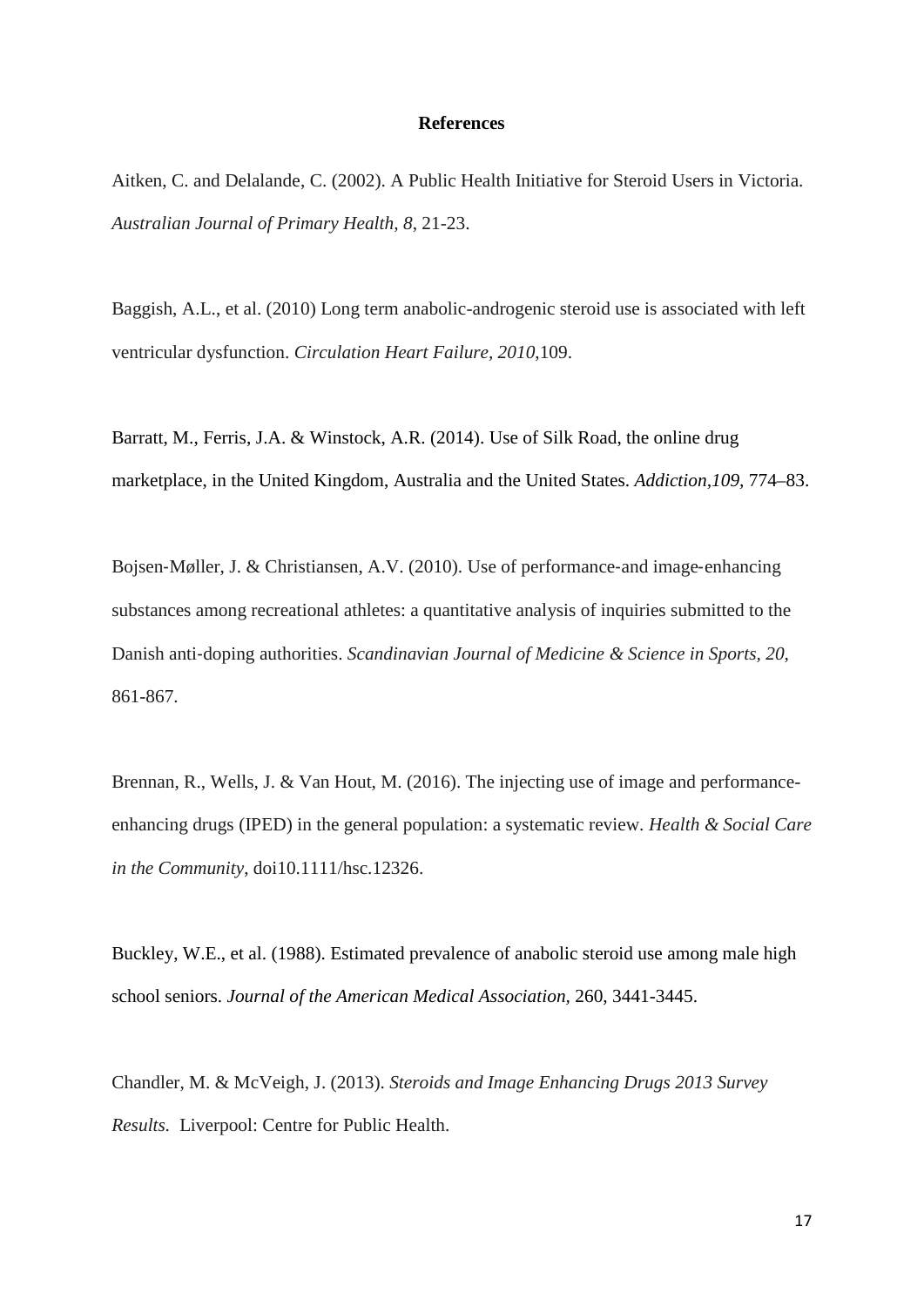**References**

Aitken, C. and Delalande, C. (2002). A Public Health Initiative for Steroid Users in Victoria. *Australian Journal of Primary Health, 8*, 21-23.

Baggish, A.L., et al. (2010) Long term anabolic-androgenic steroid use is associated with left ventricular dysfunction. *Circulation Heart Failure, 2010*,109.

Barratt, M., Ferris, J.A. & Winstock, A.R. (2014). Use of Silk Road, the online drug marketplace, in the United Kingdom, Australia and the United States. *Addiction,109*, 774–83.

Bojsen-Møller, J. & Christiansen, A.V. (2010). Use of performance-and image-enhancing substances among recreational athletes: a quantitative analysis of inquiries submitted to the Danish anti-doping authorities. *Scandinavian Journal of Medicine & Science in Sports, 20*, 861-867.

Brennan, R., Wells, J. & Van Hout, M. (2016). The injecting use of image and performance-enhancing drugs (IPED) in the general population: a systematic review. *Health & Social Care in the Community*, doi10.1111/hsc.12326.

Buckley, W.E., et al. (1988). Estimated prevalence of anabolic steroid use among male high school seniors. *Journal of the American Medical Association,* 260, 3441-3445.

Chandler, M. & McVeigh, J. (2013). *Steroids and Image Enhancing Drugs 2013 Survey Results.* Liverpool: Centre for Public Health.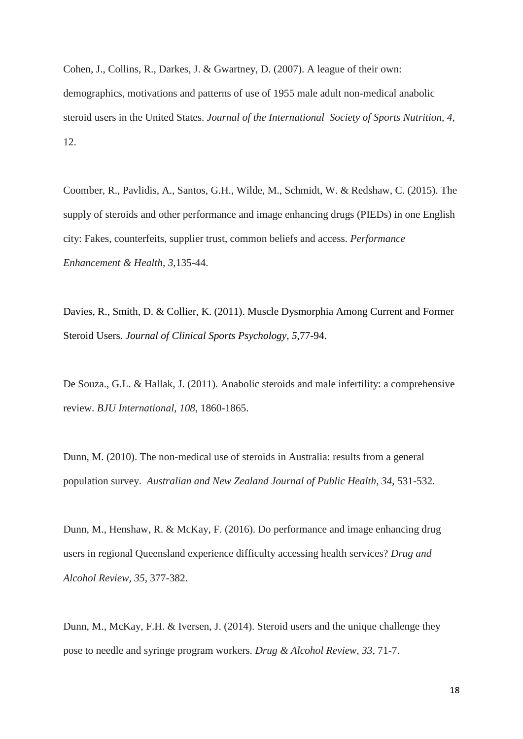Cohen, J., Collins, R., Darkes, J. & Gwartney, D. (2007). A league of their own: demographics, motivations and patterns of use of 1955 male adult non-medical anabolic steroid users in the United States. *Journal of the International Society of Sports Nutrition, 4*, 12.

Coomber, R., Pavlidis, A., Santos, G.H., Wilde, M., Schmidt, W. & Redshaw, C. (2015). The supply of steroids and other performance and image enhancing drugs (PIEDs) in one English city: Fakes, counterfeits, supplier trust, common beliefs and access. *Performance Enhancement & Health, 3*,135-44.

Davies, R., Smith, D. & Collier, K. (2011). Muscle Dysmorphia Among Current and Former Steroid Users. *Journal of Clinical Sports Psychology, 5*,77-94.

De Souza., G.L. & Hallak, J. (2011). Anabolic steroids and male infertility: a comprehensive review. *BJU International, 108*, 1860-1865.

Dunn, M. (2010). The non-medical use of steroids in Australia: results from a general population survey. *Australian and New Zealand Journal of Public Health, 34*, 531-532.

Dunn, M., Henshaw, R. & McKay, F. (2016). Do performance and image enhancing drug users in regional Queensland experience difficulty accessing health services? *Drug and Alcohol Review, 35*, 377-382.

Dunn, M., McKay, F.H. & Iversen, J. (2014). Steroid users and the unique challenge they pose to needle and syringe program workers. *Drug & Alcohol Review, 33*, 71-7.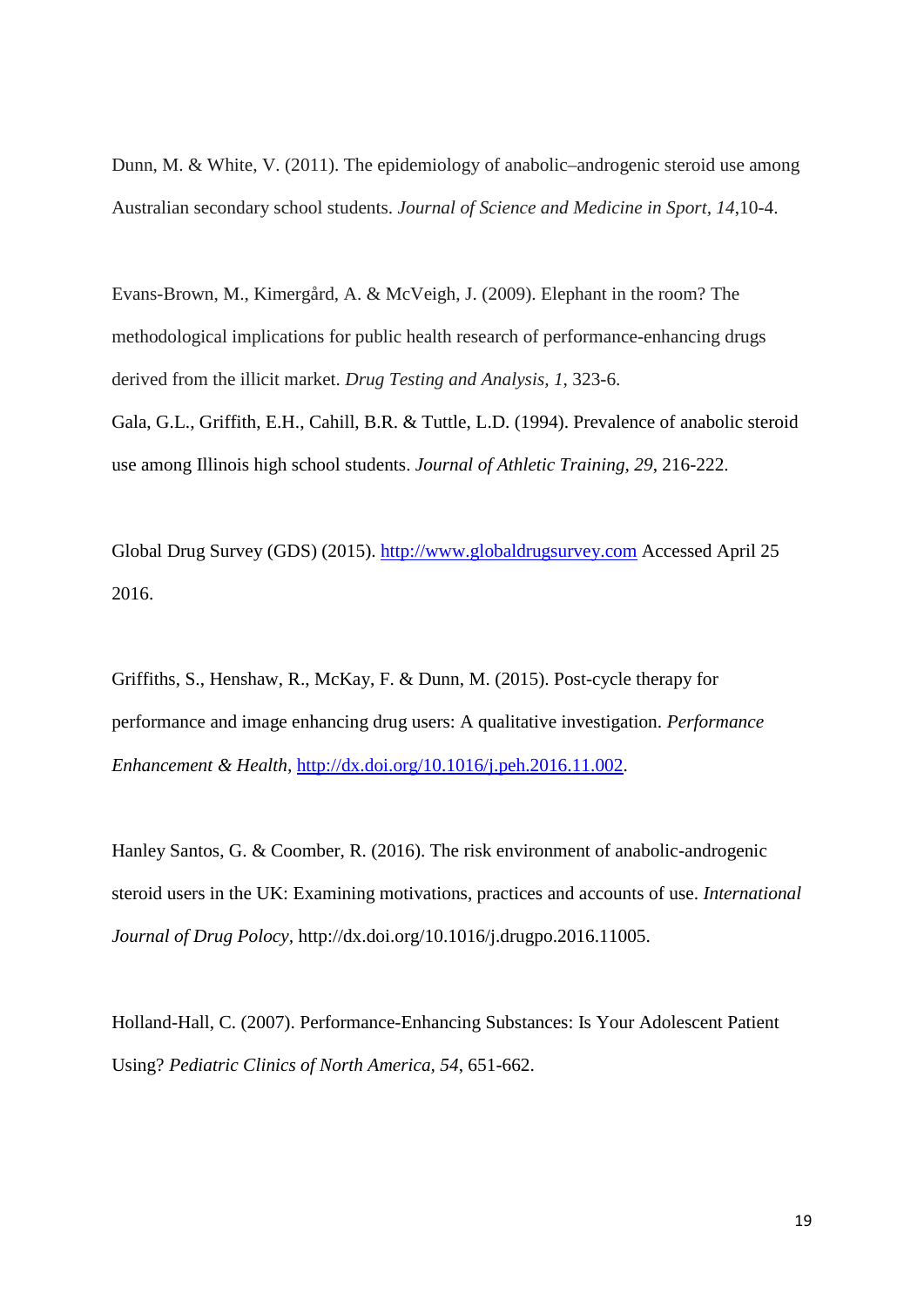Dunn, M. & White, V. (2011). The epidemiology of anabolic–androgenic steroid use among Australian secondary school students. *Journal of Science and Medicine in Sport, 14*,10-4.

Evans-Brown, M., Kimergård, A. & McVeigh, J. (2009). Elephant in the room? The methodological implications for public health research of performance-enhancing drugs derived from the illicit market. *Drug Testing and Analysis, 1*, 323-6.

Gala, G.L., Griffith, E.H., Cahill, B.R. & Tuttle, L.D. (1994). Prevalence of anabolic steroid use among Illinois high school students. *Journal of Athletic Training, 29*, 216-222.

Global Drug Survey (GDS) (2015). http://www.globaldrugsurvey.com Accessed April 25 2016.

Griffiths, S., Henshaw, R., McKay, F. & Dunn, M. (2015). Post-cycle therapy for performance and image enhancing drug users: A qualitative investigation. *Performance Enhancement & Health*, http://dx.doi.org/10.1016/j.peh.2016.11.002.

Hanley Santos, G. & Coomber, R. (2016). The risk environment of anabolic-androgenic steroid users in the UK: Examining motivations, practices and accounts of use. *International Journal of Drug Polocy*, http://dx.doi.org/10.1016/j.drugpo.2016.11005.

Holland-Hall, C. (2007). Performance-Enhancing Substances: Is Your Adolescent Patient Using? *Pediatric Clinics of North America, 54*, 651-662.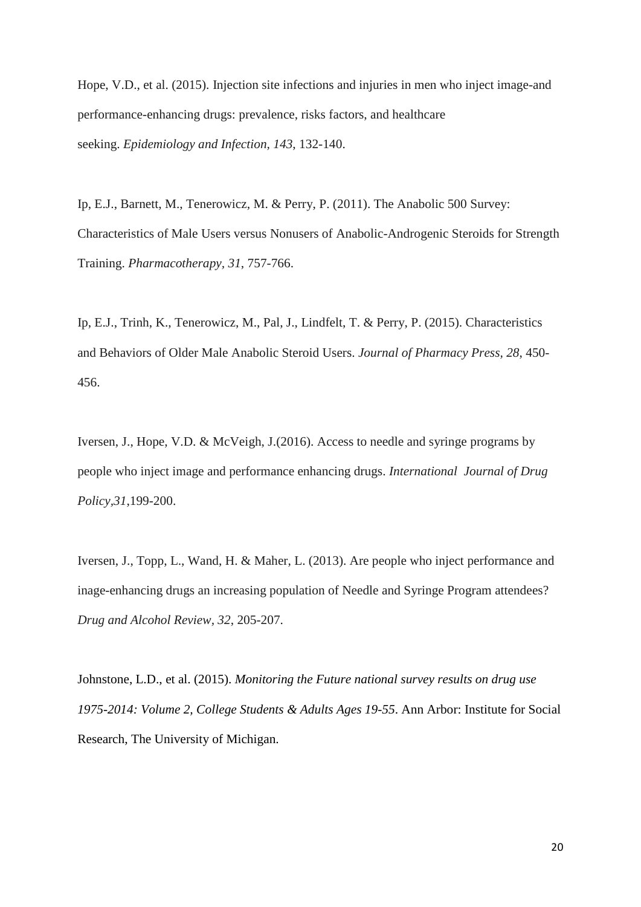Hope, V.D., et al. (2015). Injection site infections and injuries in men who inject image-and performance-enhancing drugs: prevalence, risks factors, and healthcare seeking. *Epidemiology and Infection, 143*, 132-140.

Ip, E.J., Barnett, M., Tenerowicz, M. & Perry, P. (2011). The Anabolic 500 Survey: Characteristics of Male Users versus Nonusers of Anabolic-Androgenic Steroids for Strength Training. *Pharmacotherapy, 31*, 757-766.

Ip, E.J., Trinh, K., Tenerowicz, M., Pal, J., Lindfelt, T. & Perry, P. (2015). Characteristics and Behaviors of Older Male Anabolic Steroid Users. *Journal of Pharmacy Press, 28*, 450-456.

Iversen, J., Hope, V.D. & McVeigh, J.(2016). Access to needle and syringe programs by people who inject image and performance enhancing drugs. *International Journal of Drug Policy,31*,199-200.

Iversen, J., Topp, L., Wand, H. & Maher, L. (2013). Are people who inject performance and inage-enhancing drugs an increasing population of Needle and Syringe Program attendees? *Drug and Alcohol Review, 32*, 205-207.

Johnstone, L.D., et al. (2015). *Monitoring the Future national survey results on drug use 1975-2014: Volume 2, College Students & Adults Ages 19-55*. Ann Arbor: Institute for Social Research, The University of Michigan.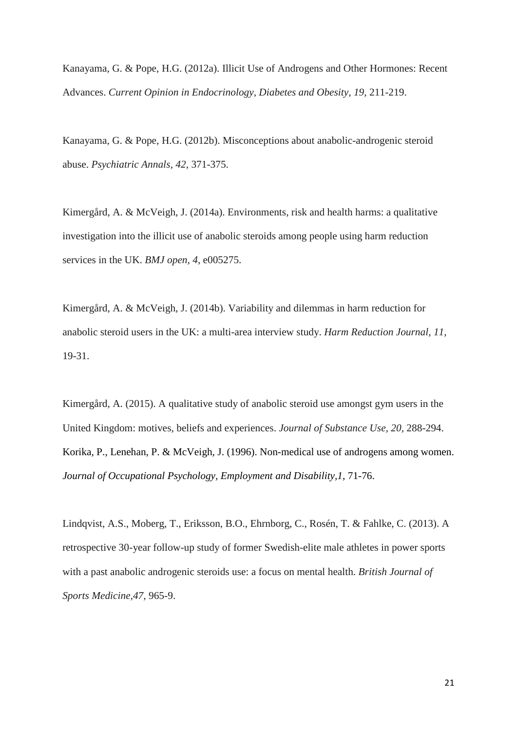Kanayama, G. & Pope, H.G. (2012a). Illicit Use of Androgens and Other Hormones: Recent Advances. *Current Opinion in Endocrinology, Diabetes and Obesity, 19*, 211-219.

Kanayama, G. & Pope, H.G. (2012b). Misconceptions about anabolic-androgenic steroid abuse. *Psychiatric Annals, 42*, 371-375.

Kimergård, A. & McVeigh, J. (2014a). Environments, risk and health harms: a qualitative investigation into the illicit use of anabolic steroids among people using harm reduction services in the UK. *BMJ open*, *4*, e005275.

Kimergård, A. & McVeigh, J. (2014b). Variability and dilemmas in harm reduction for anabolic steroid users in the UK: a multi-area interview study. *Harm Reduction Journal*, *11*, 19-31.

Kimergård, A. (2015). A qualitative study of anabolic steroid use amongst gym users in the United Kingdom: motives, beliefs and experiences. *Journal of Substance Use, 20,* 288-294.

Korika, P., Lenehan, P. & McVeigh, J. (1996). Non-medical use of androgens among women. *Journal of Occupational Psychology, Employment and Disability,1*, 71-76.

Lindqvist, A.S., Moberg, T., Eriksson, B.O., Ehrnborg, C., Rosén, T. & Fahlke, C. (2013). A retrospective 30-year follow-up study of former Swedish-elite male athletes in power sports with a past anabolic androgenic steroids use: a focus on mental health. *British Journal of Sports Medicine,47,* 965-9.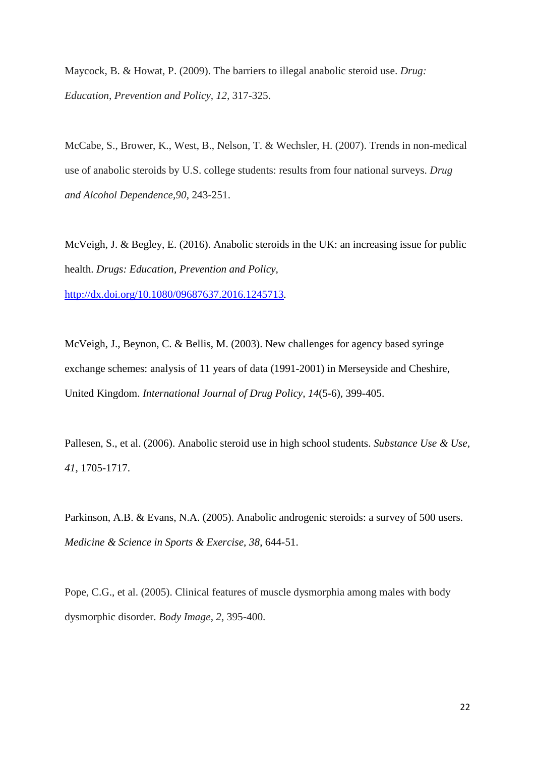Maycock, B. & Howat, P. (2009). The barriers to illegal anabolic steroid use. *Drug: Education, Prevention and Policy, 12,* 317-325.

McCabe, S., Brower, K., West, B., Nelson, T. & Wechsler, H. (2007). Trends in non-medical use of anabolic steroids by U.S. college students: results from four national surveys. *Drug and Alcohol Dependence,90*, 243-251.

McVeigh, J. & Begley, E. (2016). Anabolic steroids in the UK: an increasing issue for public health. *Drugs: Education, Prevention and Policy,* http://dx.doi.org/10.1080/09687637.2016.1245713.

McVeigh, J., Beynon, C. & Bellis, M. (2003). New challenges for agency based syringe exchange schemes: analysis of 11 years of data (1991-2001) in Merseyside and Cheshire, United Kingdom. *International Journal of Drug Policy, 14*(5-6), 399-405.

Pallesen, S., et al. (2006). Anabolic steroid use in high school students. *Substance Use & Use, 41*, 1705-1717.

Parkinson, A.B. & Evans, N.A. (2005). Anabolic androgenic steroids: a survey of 500 users. *Medicine & Science in Sports & Exercise, 38*, 644-51.

Pope, C.G., et al. (2005). Clinical features of muscle dysmorphia among males with body dysmorphic disorder. *Body Image, 2*, 395-400.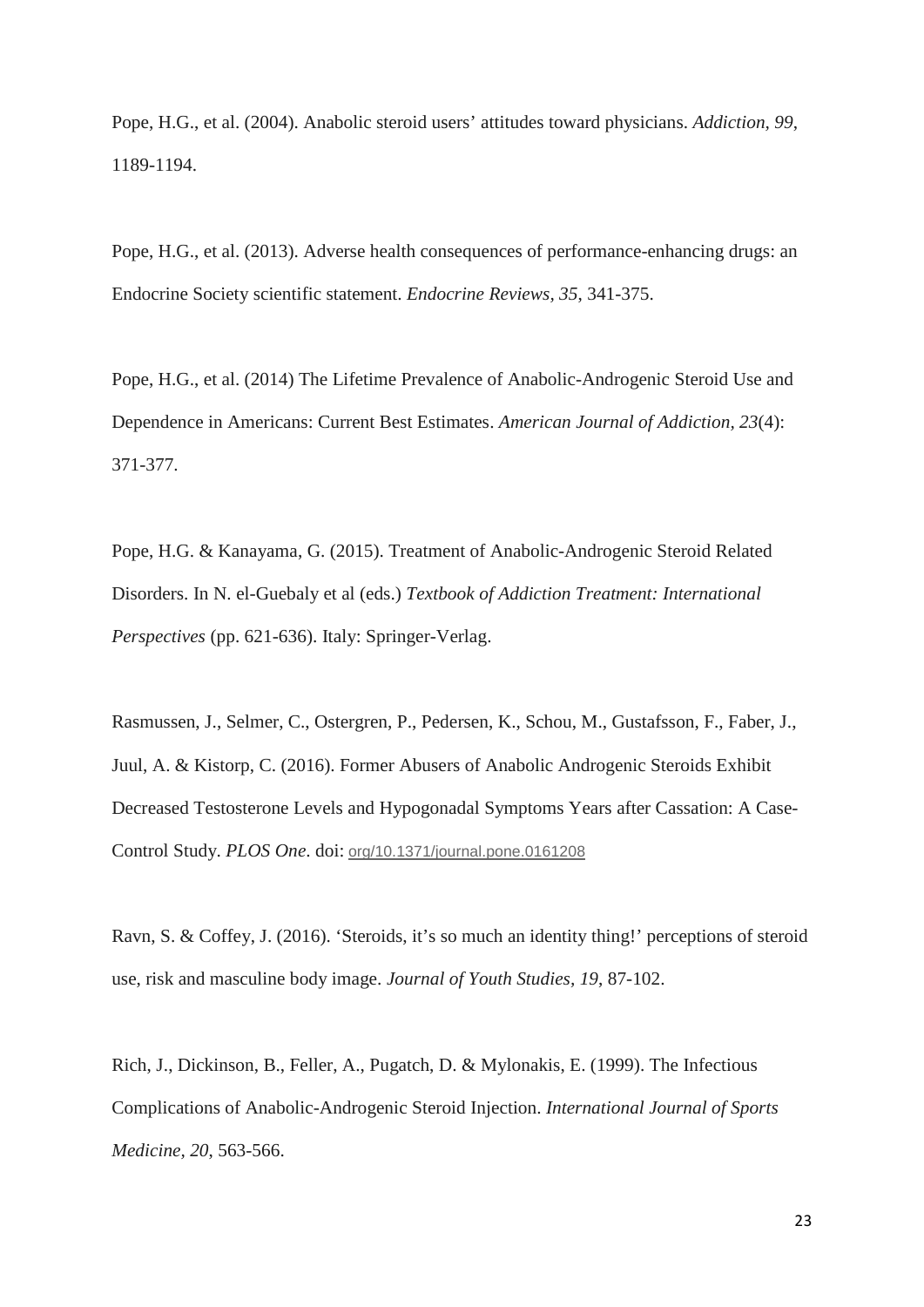Pope, H.G., et al. (2004). Anabolic steroid users' attitudes toward physicians. *Addiction*, *99*, 1189-1194.

Pope, H.G., et al. (2013). Adverse health consequences of performance-enhancing drugs: an Endocrine Society scientific statement. *Endocrine Reviews*, *35*, 341-375.

Pope, H.G., et al. (2014) The Lifetime Prevalence of Anabolic-Androgenic Steroid Use and Dependence in Americans: Current Best Estimates. *American Journal of Addiction*, *23*(4): 371-377.

Pope, H.G. & Kanayama, G. (2015). Treatment of Anabolic-Androgenic Steroid Related Disorders. In N. el-Guebaly et al (eds.) *Textbook of Addiction Treatment: International Perspectives* (pp. 621-636). Italy: Springer-Verlag.

Rasmussen, J., Selmer, C., Ostergren, P., Pedersen, K., Schou, M., Gustafsson, F., Faber, J., Juul, A. & Kistorp, C. (2016). Former Abusers of Anabolic Androgenic Steroids Exhibit Decreased Testosterone Levels and Hypogonadal Symptoms Years after Cassation: A Case-Control Study. *PLOS One*. doi: org/10.1371/journal.pone.0161208

Ravn, S. & Coffey, J. (2016). 'Steroids, it's so much an identity thing!' perceptions of steroid use, risk and masculine body image. *Journal of Youth Studies*, *19*, 87-102.

Rich, J., Dickinson, B., Feller, A., Pugatch, D. & Mylonakis, E. (1999). The Infectious Complications of Anabolic-Androgenic Steroid Injection. *International Journal of Sports Medicine*, *20*, 563-566.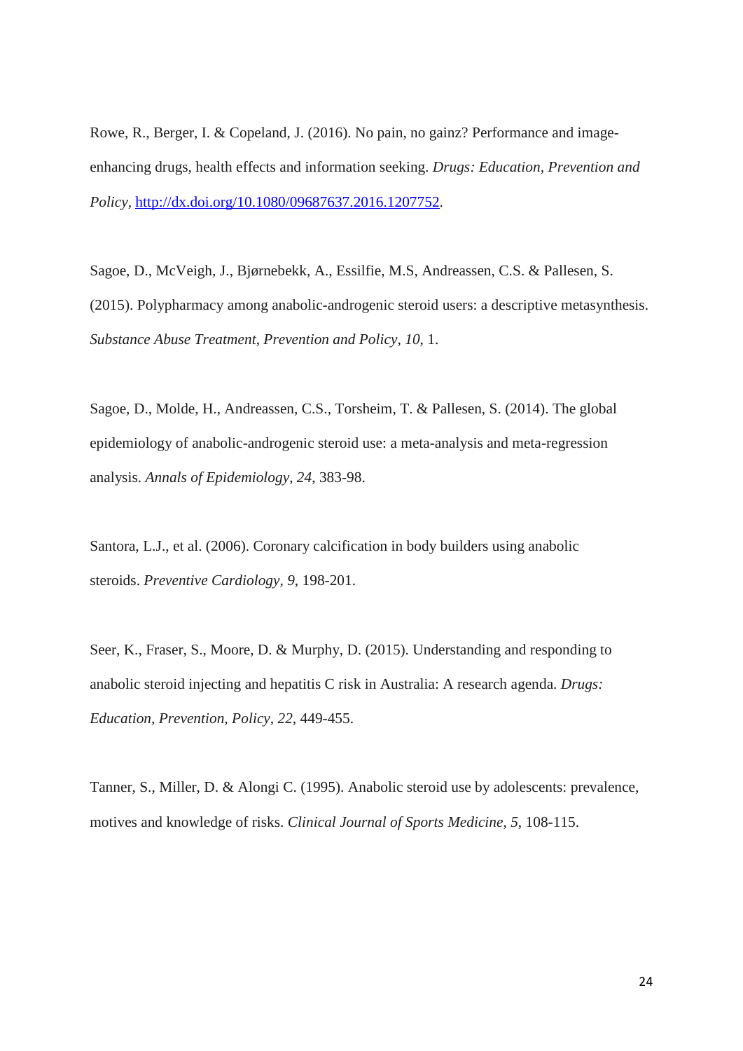Rowe, R., Berger, I. & Copeland, J. (2016). No pain, no gainz? Performance and image-enhancing drugs, health effects and information seeking. *Drugs: Education, Prevention and Policy*, [http://dx.doi.org/10.1080/09687637.2016.1207752](http://dx.doi.org/10.1080/09687637.2016.1207752).

Sagoe, D., McVeigh, J., Bjørnebekk, A., Essilfie, M.S, Andreassen, C.S. & Pallesen, S. (2015). Polypharmacy among anabolic-androgenic steroid users: a descriptive metasynthesis. *Substance Abuse Treatment, Prevention and Policy*, *10*, 1.

Sagoe, D., Molde, H., Andreassen, C.S., Torsheim, T. & Pallesen, S. (2014). The global epidemiology of anabolic-androgenic steroid use: a meta-analysis and meta-regression analysis. *Annals of Epidemiology*, *24*, 383-98.

Santora, L.J., et al. (2006). Coronary calcification in body builders using anabolic steroids. *Preventive Cardiology*, *9*, 198-201.

Seer, K., Fraser, S., Moore, D. & Murphy, D. (2015). Understanding and responding to anabolic steroid injecting and hepatitis C risk in Australia: A research agenda. *Drugs: Education, Prevention, Policy*, *22*, 449-455.

Tanner, S., Miller, D. & Alongi C. (1995). Anabolic steroid use by adolescents: prevalence, motives and knowledge of risks. *Clinical Journal of Sports Medicine*, *5*, 108-115.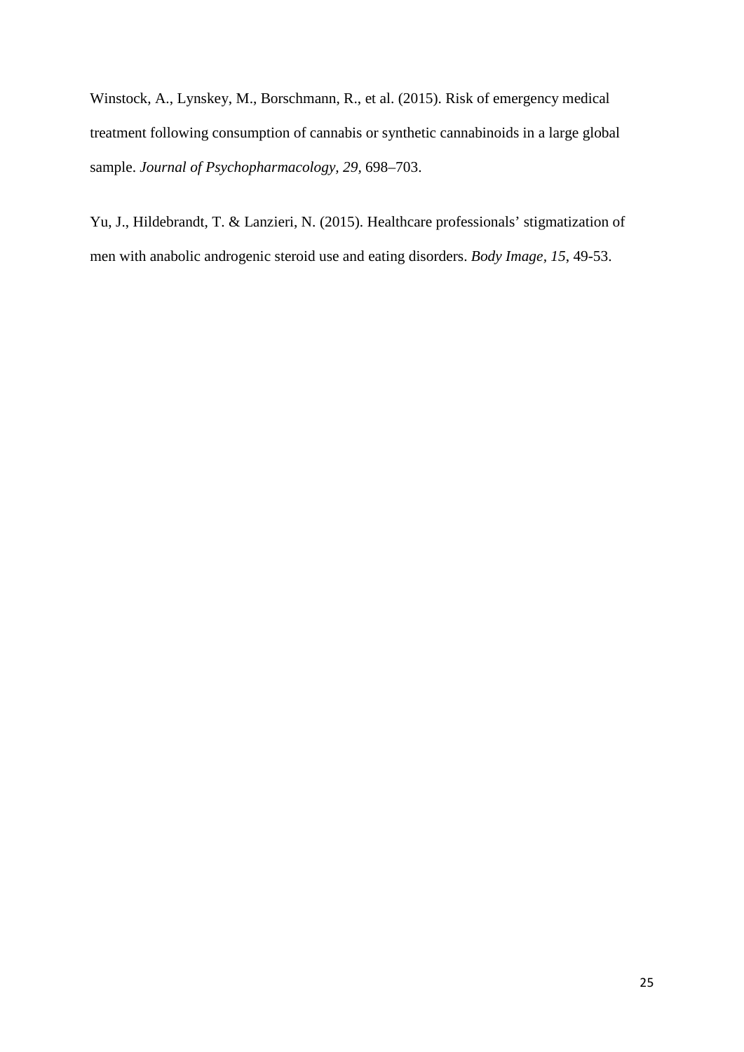Winstock, A., Lynskey, M., Borschmann, R., et al. (2015). Risk of emergency medical treatment following consumption of cannabis or synthetic cannabinoids in a large global sample. *Journal of Psychopharmacology, 29,* 698–703.

Yu, J., Hildebrandt, T. & Lanzieri, N. (2015). Healthcare professionals' stigmatization of men with anabolic androgenic steroid use and eating disorders. *Body Image*, *15*, 49-53.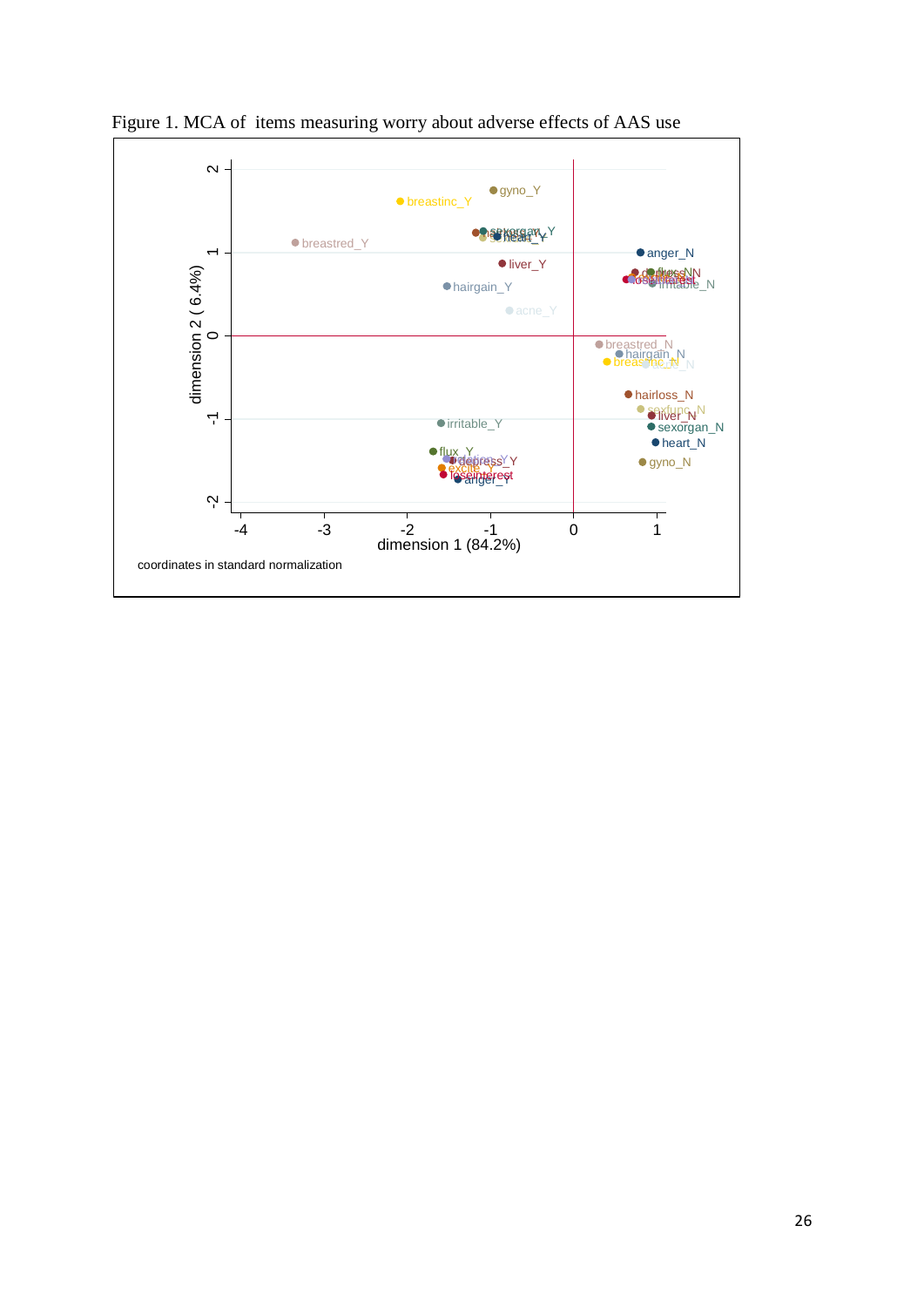Figure 1. MCA of items measuring worry about adverse effects of AAS use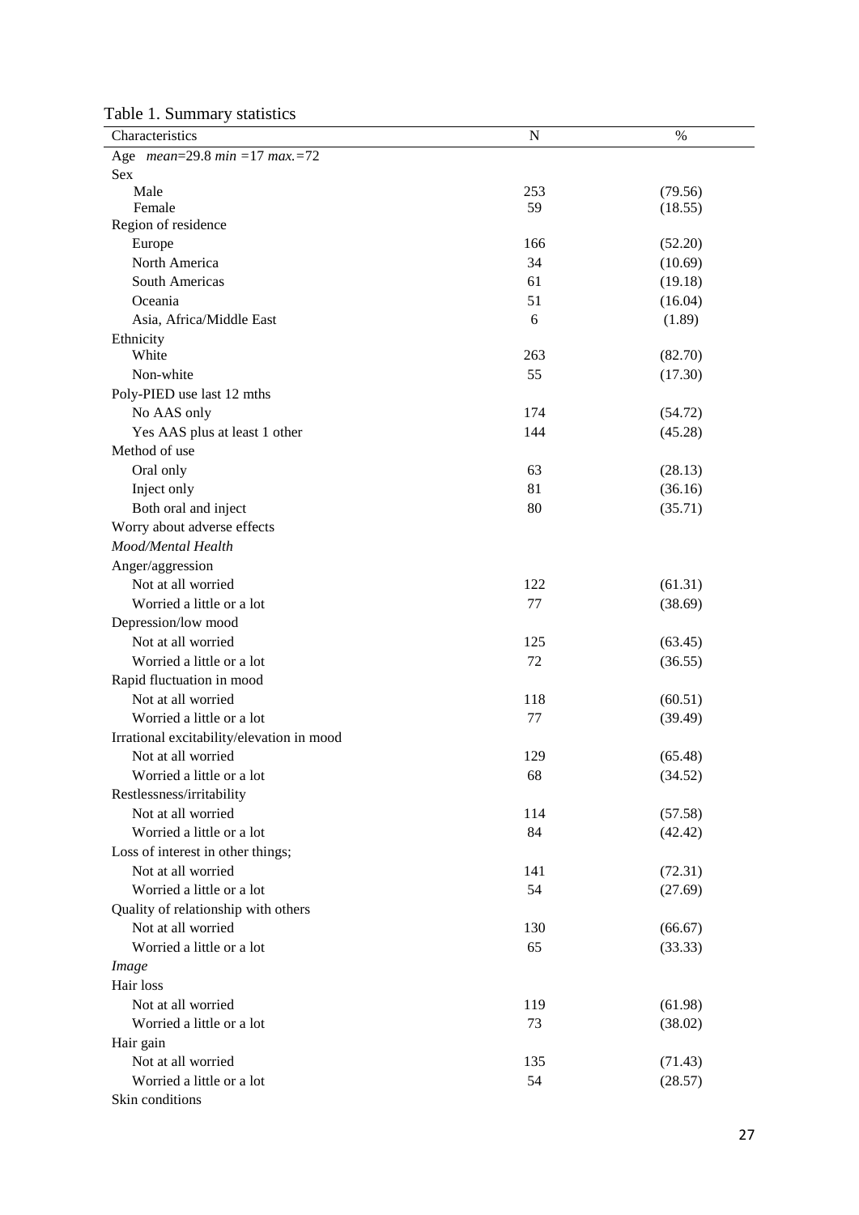Table 1. Summary statistics

| Characteristics | N | % |
| --- | --- | --- |
| Age *mean*=29.8 *min* =17 *max.*=72 | | |
| Sex | | |
| Male | 253 | (79.56) |
| Female | 59 | (18.55) |
| Region of residence | | |
| Europe | 166 | (52.20) |
| North America | 34 | (10.69) |
| South Americas | 61 | (19.18) |
| Oceania | 51 | (16.04) |
| Asia, Africa/Middle East | 6 | (1.89) |
| Ethnicity | | |
| White | 263 | (82.70) |
| Non-white | 55 | (17.30) |
| Poly-PIED use last 12 mths | | |
| No AAS only | 174 | (54.72) |
| Yes AAS plus at least 1 other | 144 | (45.28) |
| Method of use | | |
| Oral only | 63 | (28.13) |
| Inject only | 81 | (36.16) |
| Both oral and inject | 80 | (35.71) |
| Worry about adverse effects | | |
| *Mood/Mental Health* | | |
| Anger/aggression | | |
| Not at all worried | 122 | (61.31) |
| Worried a little or a lot | 77 | (38.69) |
| Depression/low mood | | |
| Not at all worried | 125 | (63.45) |
| Worried a little or a lot | 72 | (36.55) |
| Rapid fluctuation in mood | | |
| Not at all worried | 118 | (60.51) |
| Worried a little or a lot | 77 | (39.49) |
| Irrational excitability/elevation in mood | | |
| Not at all worried | 129 | (65.48) |
| Worried a little or a lot | 68 | (34.52) |
| Restlessness/irritability | | |
| Not at all worried | 114 | (57.58) |
| Worried a little or a lot | 84 | (42.42) |
| Loss of interest in other things; | | |
| Not at all worried | 141 | (72.31) |
| Worried a little or a lot | 54 | (27.69) |
| Quality of relationship with others | | |
| Not at all worried | 130 | (66.67) |
| Worried a little or a lot | 65 | (33.33) |
| *Image* | | |
| Hair loss | | |
| Not at all worried | 119 | (61.98) |
| Worried a little or a lot | 73 | (38.02) |
| Hair gain | | |
| Not at all worried | 135 | (71.43) |
| Worried a little or a lot | 54 | (28.57) |
| Skin conditions | | |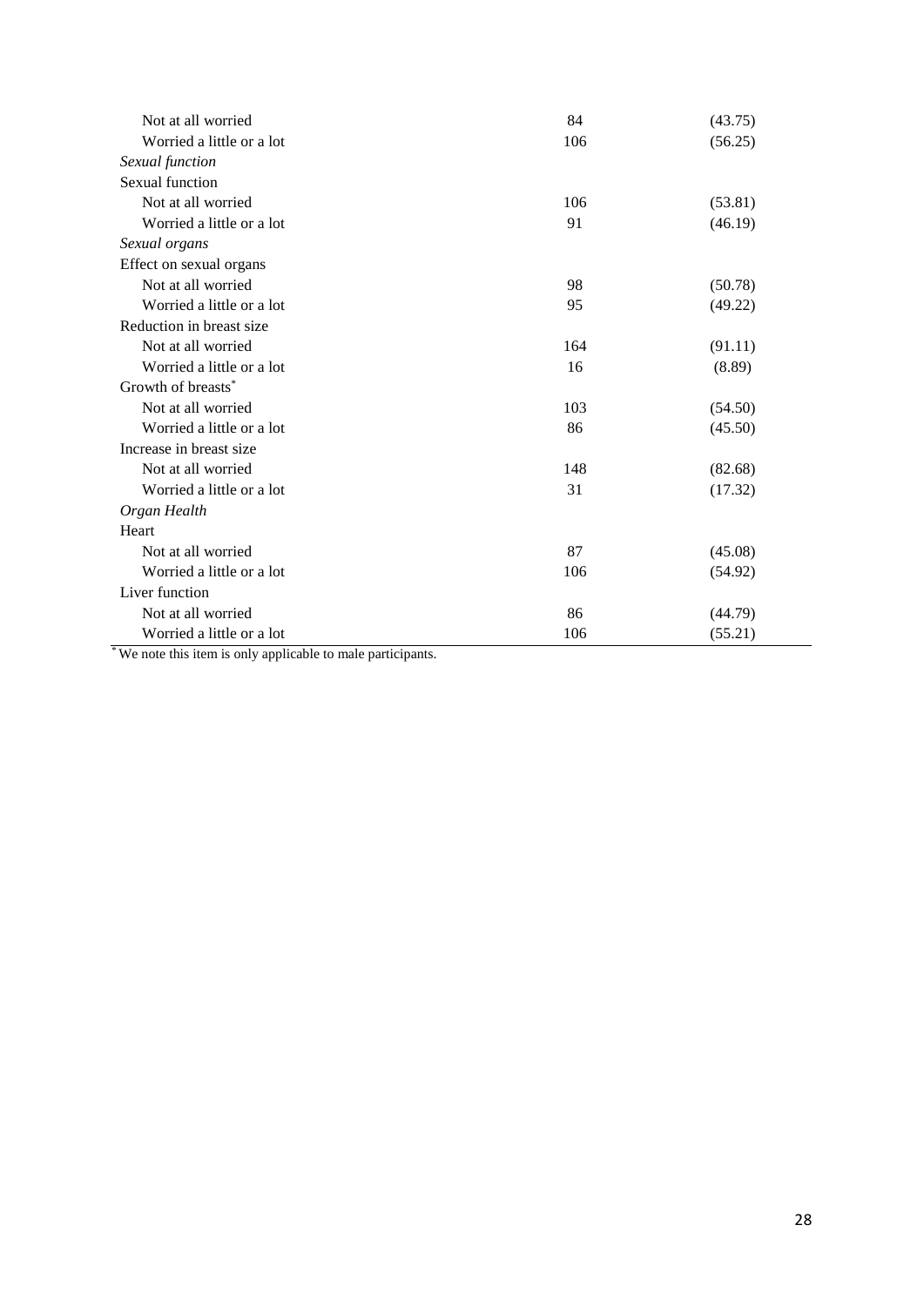| | | |
|---|---|---|
| Not at all worried | 84 | (43.75) |
| Worried a little or a lot | 106 | (56.25) |
| *Sexual function* | | |
| Sexual function | | |
| Not at all worried | 106 | (53.81) |
| Worried a little or a lot | 91 | (46.19) |
| *Sexual organs* | | |
| Effect on sexual organs | | |
| Not at all worried | 98 | (50.78) |
| Worried a little or a lot | 95 | (49.22) |
| Reduction in breast size | | |
| Not at all worried | 164 | (91.11) |
| Worried a little or a lot | 16 | (8.89) |
| Growth of breasts* | | |
| Not at all worried | 103 | (54.50) |
| Worried a little or a lot | 86 | (45.50) |
| Increase in breast size | | |
| Not at all worried | 148 | (82.68) |
| Worried a little or a lot | 31 | (17.32) |
| *Organ Health* | | |
| Heart | | |
| Not at all worried | 87 | (45.08) |
| Worried a little or a lot | 106 | (54.92) |
| Liver function | | |
| Not at all worried | 86 | (44.79) |
| Worried a little or a lot | 106 | (55.21) |

* We note this item is only applicable to male participants.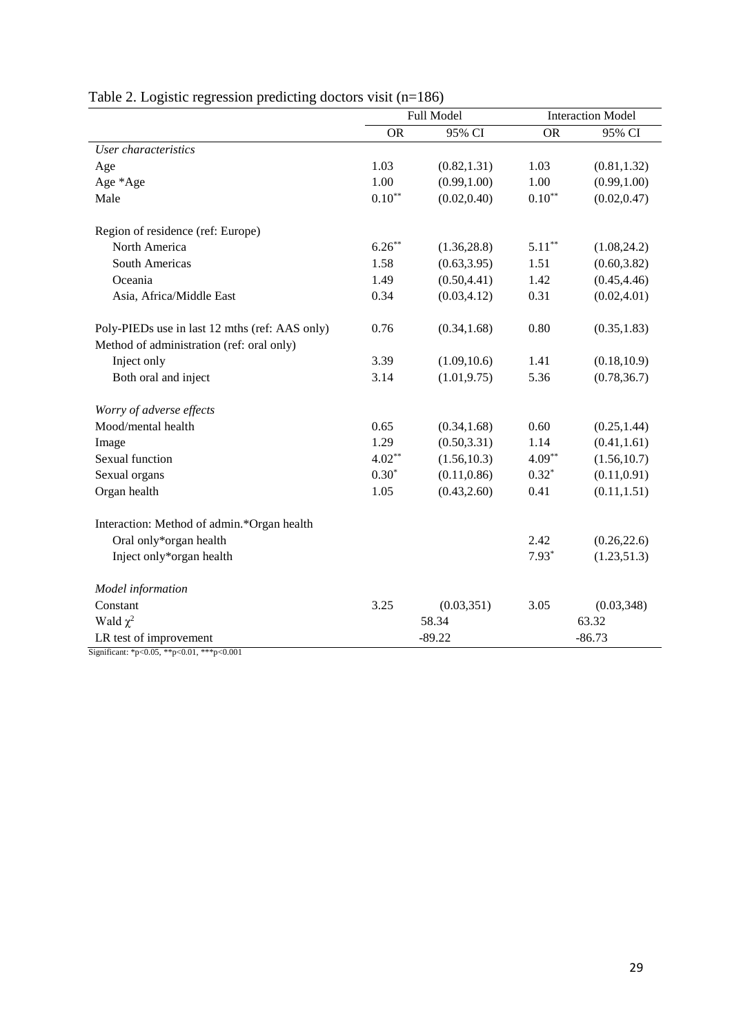Table 2. Logistic regression predicting doctors visit (n=186)

| | Full Model | | Interaction Model | |
|---|---|---|---|---|
| | OR | 95% CI | OR | 95% CI |
| *User characteristics* | | | | |
| Age | 1.03 | (0.82,1.31) | 1.03 | (0.81,1.32) |
| Age *Age | 1.00 | (0.99,1.00) | 1.00 | (0.99,1.00) |
| Male | 0.10** | (0.02,0.40) | 0.10** | (0.02,0.47) |
| Region of residence (ref: Europe) | | | | |
| North America | 6.26** | (1.36,28.8) | 5.11** | (1.08,24.2) |
| South Americas | 1.58 | (0.63,3.95) | 1.51 | (0.60,3.82) |
| Oceania | 1.49 | (0.50,4.41) | 1.42 | (0.45,4.46) |
| Asia, Africa/Middle East | 0.34 | (0.03,4.12) | 0.31 | (0.02,4.01) |
| Poly-PIEDs use in last 12 mths (ref: AAS only) | 0.76 | (0.34,1.68) | 0.80 | (0.35,1.83) |
| Method of administration (ref: oral only) | | | | |
| Inject only | 3.39 | (1.09,10.6) | 1.41 | (0.18,10.9) |
| Both oral and inject | 3.14 | (1.01,9.75) | 5.36 | (0.78,36.7) |
| *Worry of adverse effects* | | | | |
| Mood/mental health | 0.65 | (0.34,1.68) | 0.60 | (0.25,1.44) |
| Image | 1.29 | (0.50,3.31) | 1.14 | (0.41,1.61) |
| Sexual function | 4.02** | (1.56,10.3) | 4.09** | (1.56,10.7) |
| Sexual organs | 0.30* | (0.11,0.86) | 0.32* | (0.11,0.91) |
| Organ health | 1.05 | (0.43,2.60) | 0.41 | (0.11,1.51) |
| Interaction: Method of admin.*Organ health | | | | |
| Oral only*organ health | | | 2.42 | (0.26,22.6) |
| Inject only*organ health | | | 7.93* | (1.23,51.3) |
| *Model information* | | | | |
| Constant | 3.25 | (0.03,351) | 3.05 | (0.03,348) |
| Wald $\chi^2$ | 58.34 | | 63.32 | |
| LR test of improvement | -89.22 | | -86.73 | |

Significant: *p<0.05, **p<0.01, ***p<0.001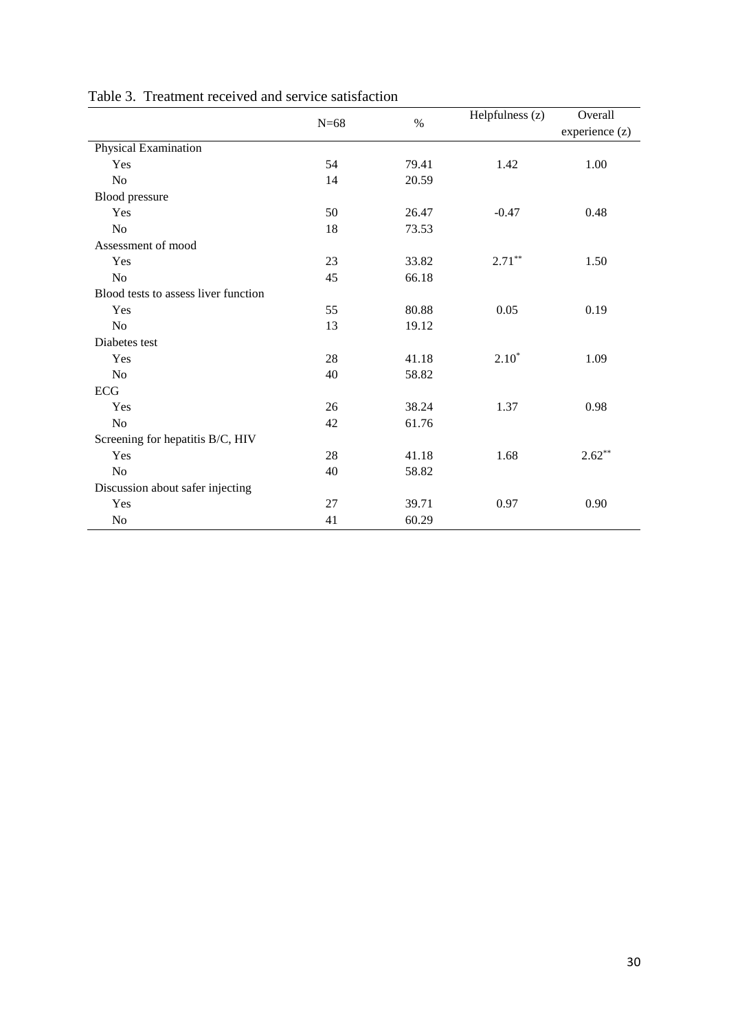Table 3. Treatment received and service satisfaction

| | N=68 | % | Helpfulness (z) | Overall experience (z) |
|---|---|---|---|---|
| Physical Examination | | | | |
| Yes | 54 | 79.41 | 1.42 | 1.00 |
| No | 14 | 20.59 | | |
| Blood pressure | | | | |
| Yes | 50 | 26.47 | -0.47 | 0.48 |
| No | 18 | 73.53 | | |
| Assessment of mood | | | | |
| Yes | 23 | 33.82 | $2.71^{**}$ | 1.50 |
| No | 45 | 66.18 | | |
| Blood tests to assess liver function | | | | |
| Yes | 55 | 80.88 | 0.05 | 0.19 |
| No | 13 | 19.12 | | |
| Diabetes test | | | | |
| Yes | 28 | 41.18 | $2.10^{*}$ | 1.09 |
| No | 40 | 58.82 | | |
| ECG | | | | |
| Yes | 26 | 38.24 | 1.37 | 0.98 |
| No | 42 | 61.76 | | |
| Screening for hepatitis B/C, HIV | | | | |
| Yes | 28 | 41.18 | 1.68 | $2.62^{**}$ |
| No | 40 | 58.82 | | |
| Discussion about safer injecting | | | | |
| Yes | 27 | 39.71 | 0.97 | 0.90 |
| No | 41 | 60.29 | | |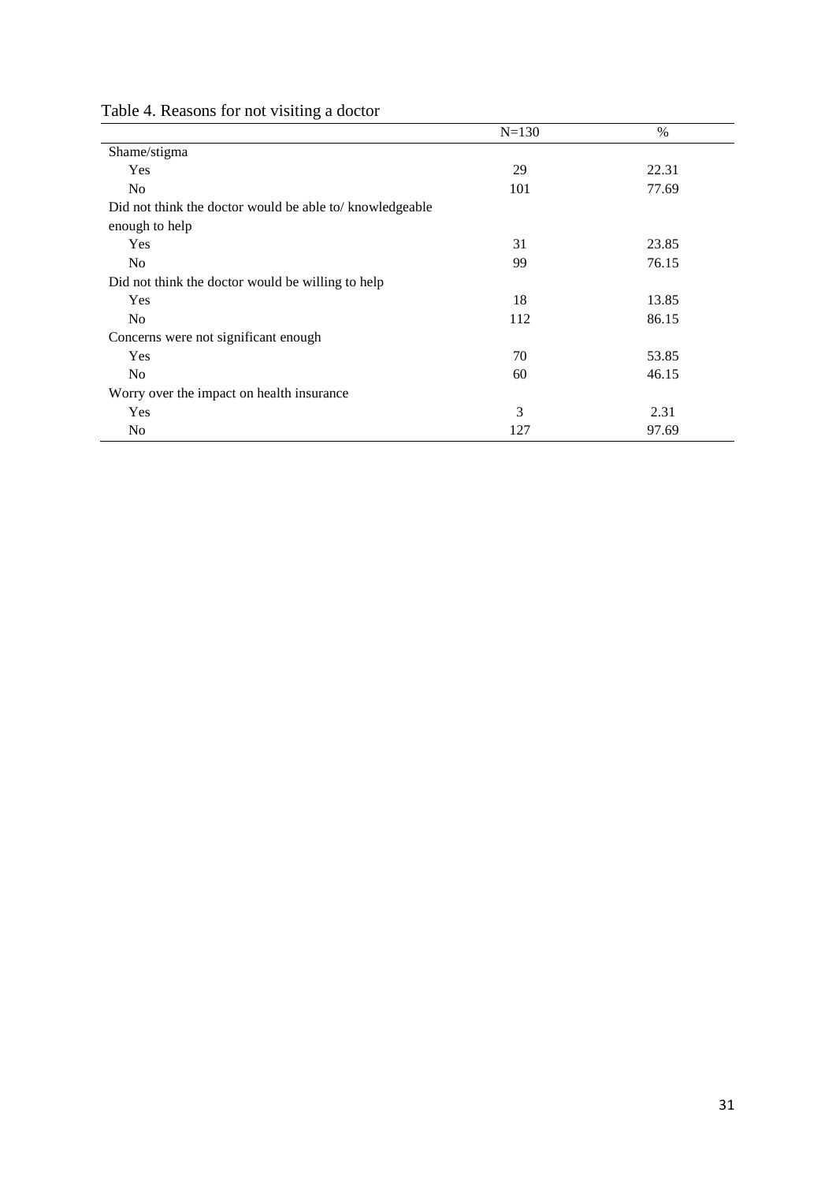Table 4. Reasons for not visiting a doctor

| | N=130 | % |
|---|---|---|
| Shame/stigma | | |
| Yes | 29 | 22.31 |
| No | 101 | 77.69 |
| Did not think the doctor would be able to/ knowledgeable enough to help | | |
| Yes | 31 | 23.85 |
| No | 99 | 76.15 |
| Did not think the doctor would be willing to help | | |
| Yes | 18 | 13.85 |
| No | 112 | 86.15 |
| Concerns were not significant enough | | |
| Yes | 70 | 53.85 |
| No | 60 | 46.15 |
| Worry over the impact on health insurance | | |
| Yes | 3 | 2.31 |
| No | 127 | 97.69 |